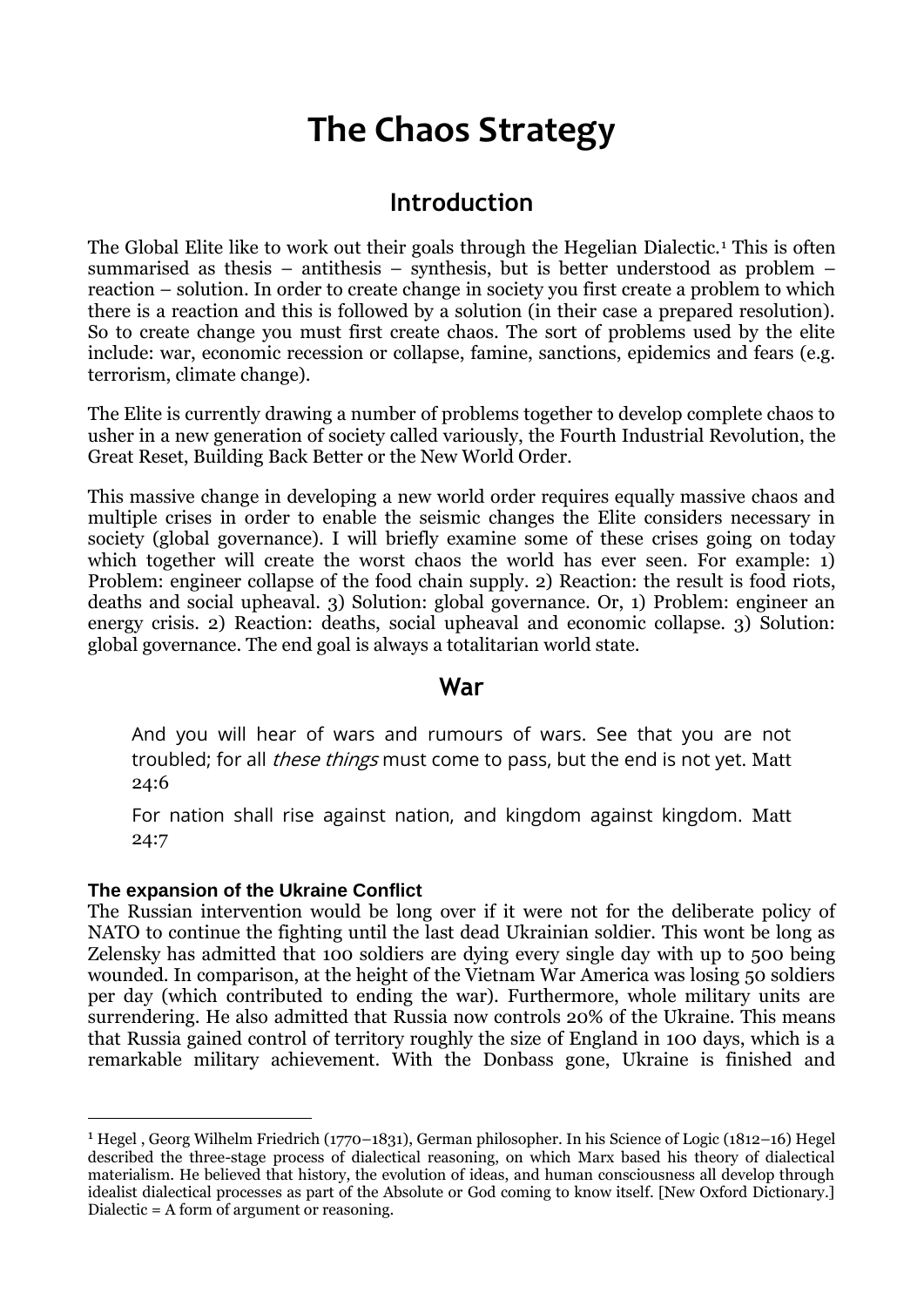# The Chaos Strategy

## Introduction

The Global Elite like to work out their goals through the Hegelian Dialectic.[1] This is often summarised as thesis – antithesis – synthesis, but is better understood as problem – reaction – solution. In order to create change in society you first create a problem to which there is a reaction and this is followed by a solution (in their case a prepared resolution). So to create change you must first create chaos. The sort of problems used by the elite include: war, economic recession or collapse, famine, sanctions, epidemics and fears (e.g. terrorism, climate change).

The Elite is currently drawing a number of problems together to develop complete chaos to usher in a new generation of society called variously, the Fourth Industrial Revolution, the Great Reset, Building Back Better or the New World Order.

This massive change in developing a new world order requires equally massive chaos and multiple crises in order to enable the seismic changes the Elite considers necessary in society (global governance). I will briefly examine some of these crises going on today which together will create the worst chaos the world has ever seen. For example: 1) Problem: engineer collapse of the food chain supply. 2) Reaction: the result is food riots, deaths and social upheaval. 3) Solution: global governance. Or, 1) Problem: engineer an energy crisis. 2) Reaction: deaths, social upheaval and economic collapse. 3) Solution: global governance. The end goal is always a totalitarian world state.

## War

> And you will hear of wars and rumours of wars. See that you are not troubled; for all *these things* must come to pass, but the end is not yet. Matt 24:6
>
> For nation shall rise against nation, and kingdom against kingdom. Matt 24:7

#### The expansion of the Ukraine Conflict

The Russian intervention would be long over if it were not for the deliberate policy of NATO to continue the fighting until the last dead Ukrainian soldier. This wont be long as Zelensky has admitted that 100 soldiers are dying every single day with up to 500 being wounded. In comparison, at the height of the Vietnam War America was losing 50 soldiers per day (which contributed to ending the war). Furthermore, whole military units are surrendering. He also admitted that Russia now controls 20% of the Ukraine. This means that Russia gained control of territory roughly the size of England in 100 days, which is a remarkable military achievement. With the Donbass gone, Ukraine is finished and

[1] Hegel , Georg Wilhelm Friedrich (1770–1831), German philosopher. In his Science of Logic (1812–16) Hegel described the three-stage process of dialectical reasoning, on which Marx based his theory of dialectical materialism. He believed that history, the evolution of ideas, and human consciousness all develop through idealist dialectical processes as part of the Absolute or God coming to know itself. [New Oxford Dictionary.] Dialectic = A form of argument or reasoning.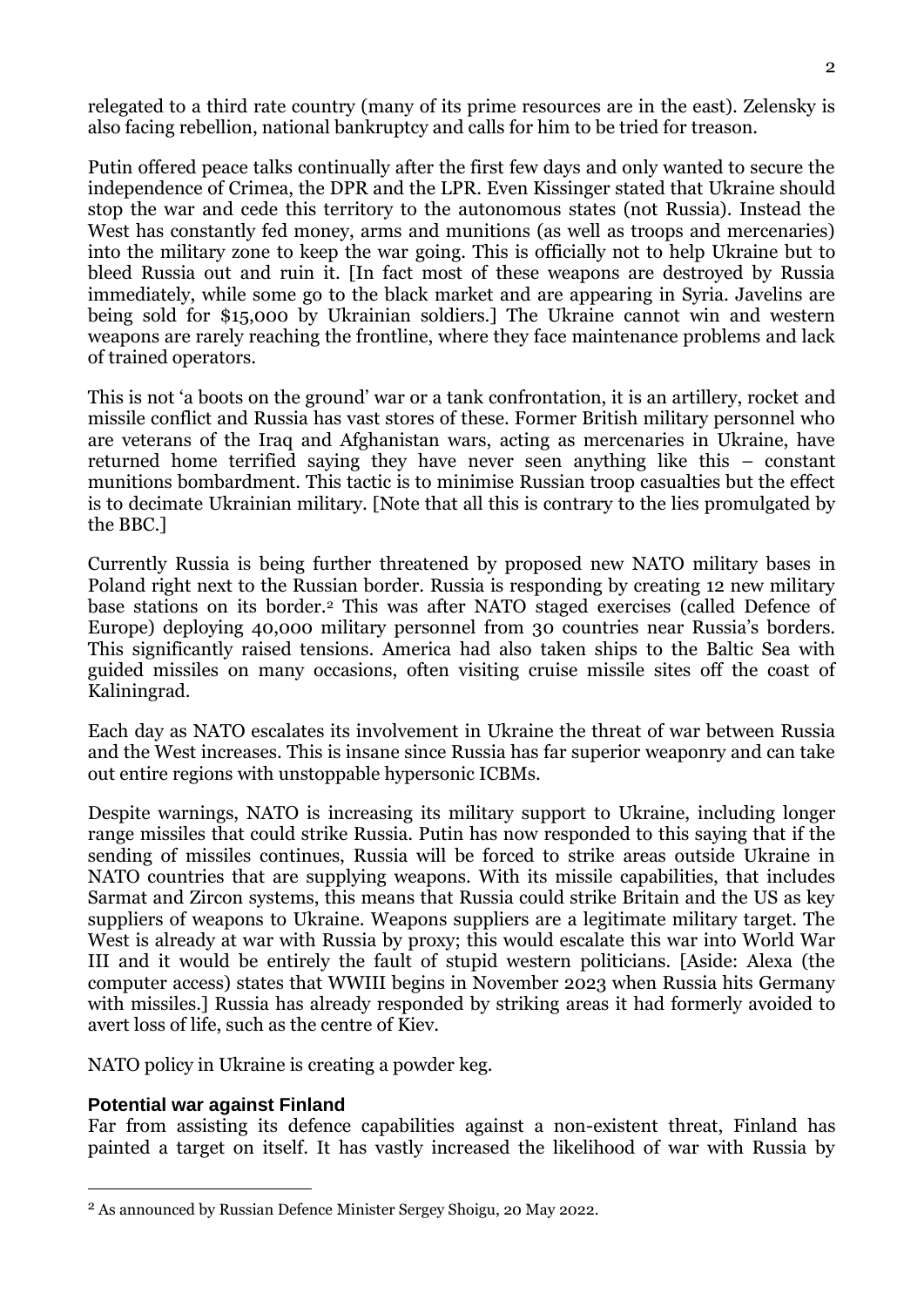relegated to a third rate country (many of its prime resources are in the east). Zelensky is also facing rebellion, national bankruptcy and calls for him to be tried for treason.

Putin offered peace talks continually after the first few days and only wanted to secure the independence of Crimea, the DPR and the LPR. Even Kissinger stated that Ukraine should stop the war and cede this territory to the autonomous states (not Russia). Instead the West has constantly fed money, arms and munitions (as well as troops and mercenaries) into the military zone to keep the war going. This is officially not to help Ukraine but to bleed Russia out and ruin it. [In fact most of these weapons are destroyed by Russia immediately, while some go to the black market and are appearing in Syria. Javelins are being sold for $15,000 by Ukrainian soldiers.] The Ukraine cannot win and western weapons are rarely reaching the frontline, where they face maintenance problems and lack of trained operators.

This is not 'a boots on the ground' war or a tank confrontation, it is an artillery, rocket and missile conflict and Russia has vast stores of these. Former British military personnel who are veterans of the Iraq and Afghanistan wars, acting as mercenaries in Ukraine, have returned home terrified saying they have never seen anything like this – constant munitions bombardment. This tactic is to minimise Russian troop casualties but the effect is to decimate Ukrainian military. [Note that all this is contrary to the lies promulgated by the BBC.]

Currently Russia is being further threatened by proposed new NATO military bases in Poland right next to the Russian border. Russia is responding by creating 12 new military base stations on its border.[2] This was after NATO staged exercises (called Defence of Europe) deploying 40,000 military personnel from 30 countries near Russia's borders. This significantly raised tensions. America had also taken ships to the Baltic Sea with guided missiles on many occasions, often visiting cruise missile sites off the coast of Kaliningrad.

Each day as NATO escalates its involvement in Ukraine the threat of war between Russia and the West increases. This is insane since Russia has far superior weaponry and can take out entire regions with unstoppable hypersonic ICBMs.

Despite warnings, NATO is increasing its military support to Ukraine, including longer range missiles that could strike Russia. Putin has now responded to this saying that if the sending of missiles continues, Russia will be forced to strike areas outside Ukraine in NATO countries that are supplying weapons. With its missile capabilities, that includes Sarmat and Zircon systems, this means that Russia could strike Britain and the US as key suppliers of weapons to Ukraine. Weapons suppliers are a legitimate military target. The West is already at war with Russia by proxy; this would escalate this war into World War III and it would be entirely the fault of stupid western politicians. [Aside: Alexa (the computer access) states that WWIII begins in November 2023 when Russia hits Germany with missiles.] Russia has already responded by striking areas it had formerly avoided to avert loss of life, such as the centre of Kiev.

NATO policy in Ukraine is creating a powder keg.

**Potential war against Finland**

Far from assisting its defence capabilities against a non-existent threat, Finland has painted a target on itself. It has vastly increased the likelihood of war with Russia by

---

[2] As announced by Russian Defence Minister Sergey Shoigu, 20 May 2022.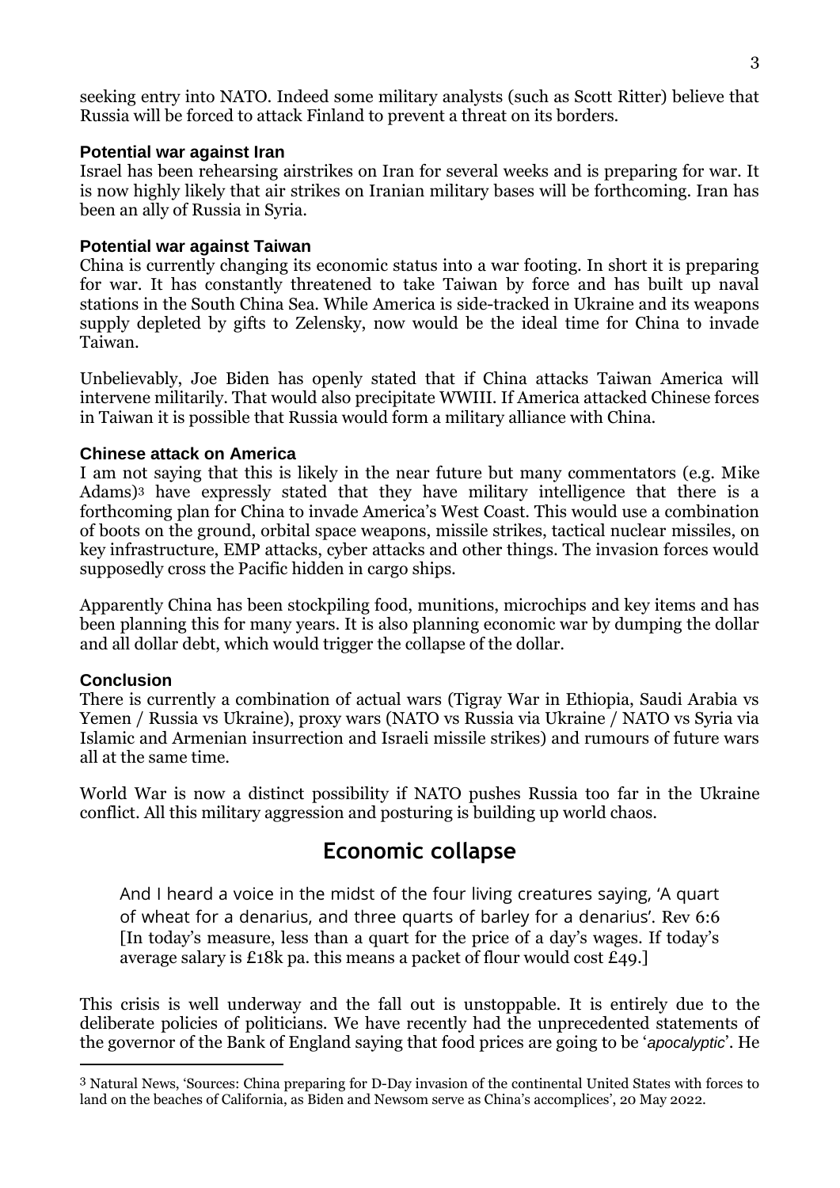seeking entry into NATO. Indeed some military analysts (such as Scott Ritter) believe that Russia will be forced to attack Finland to prevent a threat on its borders.

### Potential war against Iran

Israel has been rehearsing airstrikes on Iran for several weeks and is preparing for war. It is now highly likely that air strikes on Iranian military bases will be forthcoming. Iran has been an ally of Russia in Syria.

### Potential war against Taiwan

China is currently changing its economic status into a war footing. In short it is preparing for war. It has constantly threatened to take Taiwan by force and has built up naval stations in the South China Sea. While America is side-tracked in Ukraine and its weapons supply depleted by gifts to Zelensky, now would be the ideal time for China to invade Taiwan.

Unbelievably, Joe Biden has openly stated that if China attacks Taiwan America will intervene militarily. That would also precipitate WWIII. If America attacked Chinese forces in Taiwan it is possible that Russia would form a military alliance with China.

### Chinese attack on America

I am not saying that this is likely in the near future but many commentators (e.g. Mike Adams)[3] have expressly stated that they have military intelligence that there is a forthcoming plan for China to invade America's West Coast. This would use a combination of boots on the ground, orbital space weapons, missile strikes, tactical nuclear missiles, on key infrastructure, EMP attacks, cyber attacks and other things. The invasion forces would supposedly cross the Pacific hidden in cargo ships.

Apparently China has been stockpiling food, munitions, microchips and key items and has been planning this for many years. It is also planning economic war by dumping the dollar and all dollar debt, which would trigger the collapse of the dollar.

### Conclusion

There is currently a combination of actual wars (Tigray War in Ethiopia, Saudi Arabia vs Yemen / Russia vs Ukraine), proxy wars (NATO vs Russia via Ukraine / NATO vs Syria via Islamic and Armenian insurrection and Israeli missile strikes) and rumours of future wars all at the same time.

World War is now a distinct possibility if NATO pushes Russia too far in the Ukraine conflict. All this military aggression and posturing is building up world chaos.

## Economic collapse

> And I heard a voice in the midst of the four living creatures saying, 'A quart of wheat for a denarius, and three quarts of barley for a denarius'. Rev 6:6
> [In today's measure, less than a quart for the price of a day's wages. If today's average salary is £18k pa. this means a packet of flour would cost £49.]

This crisis is well underway and the fall out is unstoppable. It is entirely due to the deliberate policies of politicians. We have recently had the unprecedented statements of the governor of the Bank of England saying that food prices are going to be '*apocalyptic*'. He

---

[3] Natural News, 'Sources: China preparing for D-Day invasion of the continental United States with forces to land on the beaches of California, as Biden and Newsom serve as China's accomplices', 20 May 2022.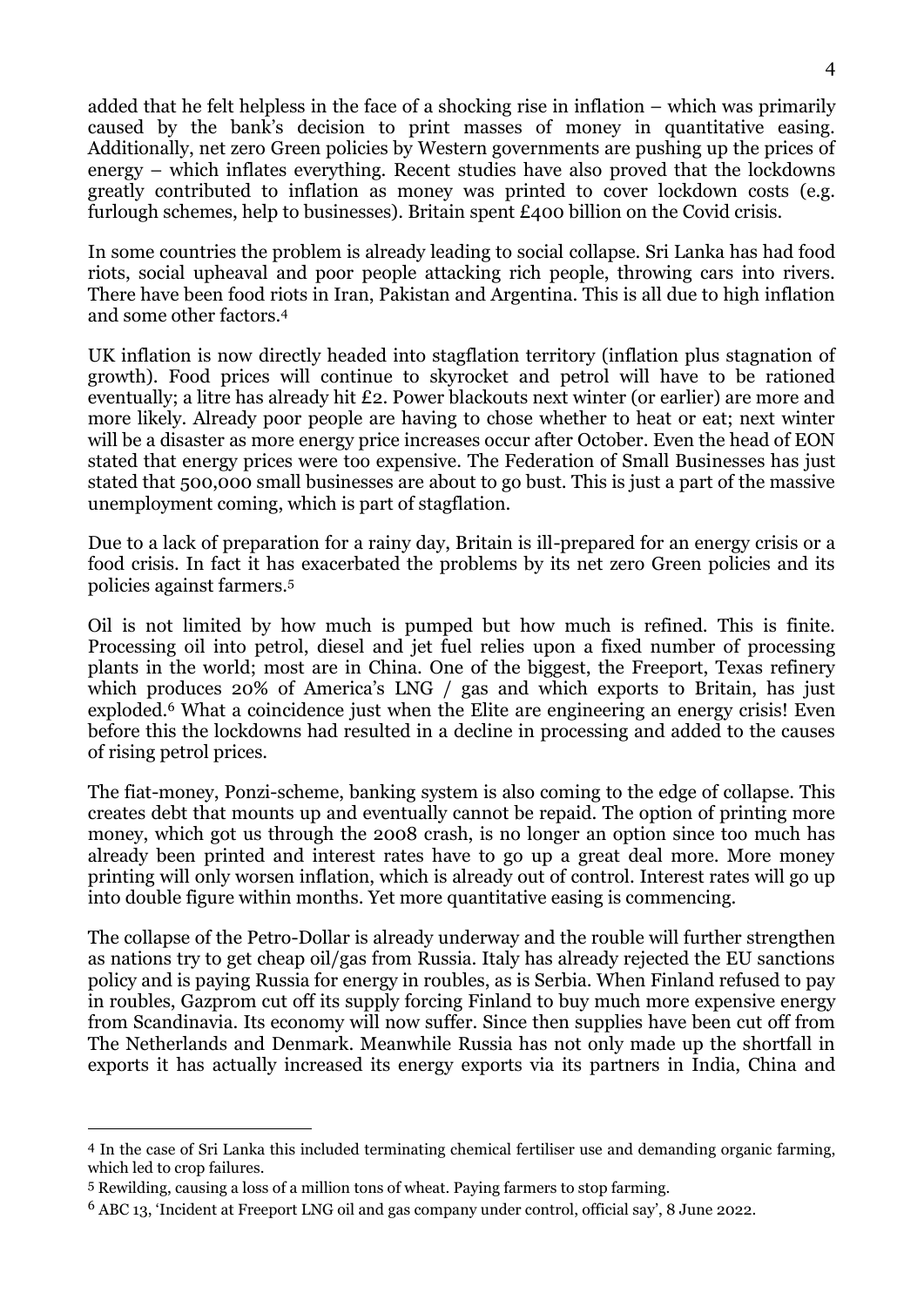added that he felt helpless in the face of a shocking rise in inflation – which was primarily caused by the bank's decision to print masses of money in quantitative easing. Additionally, net zero Green policies by Western governments are pushing up the prices of energy – which inflates everything. Recent studies have also proved that the lockdowns greatly contributed to inflation as money was printed to cover lockdown costs (e.g. furlough schemes, help to businesses). Britain spent £400 billion on the Covid crisis.

In some countries the problem is already leading to social collapse. Sri Lanka has had food riots, social upheaval and poor people attacking rich people, throwing cars into rivers. There have been food riots in Iran, Pakistan and Argentina. This is all due to high inflation and some other factors.[4]

UK inflation is now directly headed into stagflation territory (inflation plus stagnation of growth). Food prices will continue to skyrocket and petrol will have to be rationed eventually; a litre has already hit £2. Power blackouts next winter (or earlier) are more and more likely. Already poor people are having to chose whether to heat or eat; next winter will be a disaster as more energy price increases occur after October. Even the head of EON stated that energy prices were too expensive. The Federation of Small Businesses has just stated that 500,000 small businesses are about to go bust. This is just a part of the massive unemployment coming, which is part of stagflation.

Due to a lack of preparation for a rainy day, Britain is ill-prepared for an energy crisis or a food crisis. In fact it has exacerbated the problems by its net zero Green policies and its policies against farmers.[5]

Oil is not limited by how much is pumped but how much is refined. This is finite. Processing oil into petrol, diesel and jet fuel relies upon a fixed number of processing plants in the world; most are in China. One of the biggest, the Freeport, Texas refinery which produces 20% of America's LNG / gas and which exports to Britain, has just exploded.[6] What a coincidence just when the Elite are engineering an energy crisis! Even before this the lockdowns had resulted in a decline in processing and added to the causes of rising petrol prices.

The fiat-money, Ponzi-scheme, banking system is also coming to the edge of collapse. This creates debt that mounts up and eventually cannot be repaid. The option of printing more money, which got us through the 2008 crash, is no longer an option since too much has already been printed and interest rates have to go up a great deal more. More money printing will only worsen inflation, which is already out of control. Interest rates will go up into double figure within months. Yet more quantitative easing is commencing.

The collapse of the Petro-Dollar is already underway and the rouble will further strengthen as nations try to get cheap oil/gas from Russia. Italy has already rejected the EU sanctions policy and is paying Russia for energy in roubles, as is Serbia. When Finland refused to pay in roubles, Gazprom cut off its supply forcing Finland to buy much more expensive energy from Scandinavia. Its economy will now suffer. Since then supplies have been cut off from The Netherlands and Denmark. Meanwhile Russia has not only made up the shortfall in exports it has actually increased its energy exports via its partners in India, China and

---

[4] In the case of Sri Lanka this included terminating chemical fertiliser use and demanding organic farming, which led to crop failures.

[5] Rewilding, causing a loss of a million tons of wheat. Paying farmers to stop farming.

[6] ABC 13, 'Incident at Freeport LNG oil and gas company under control, official say', 8 June 2022.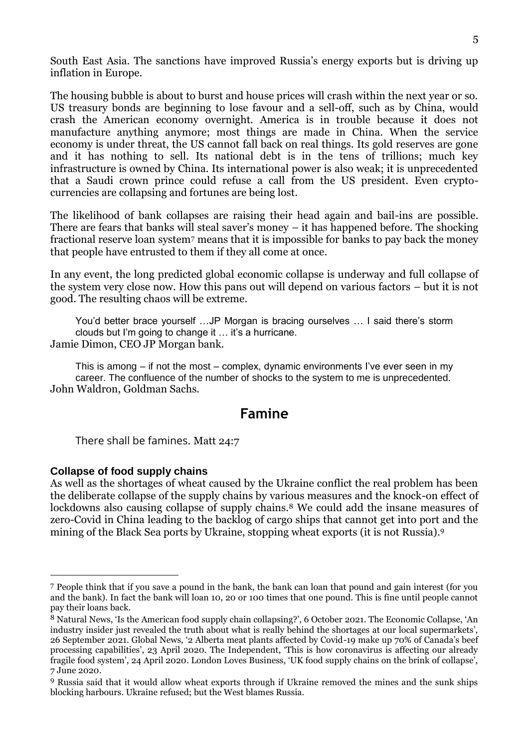South East Asia. The sanctions have improved Russia's energy exports but is driving up inflation in Europe.

The housing bubble is about to burst and house prices will crash within the next year or so. US treasury bonds are beginning to lose favour and a sell-off, such as by China, would crash the American economy overnight. America is in trouble because it does not manufacture anything anymore; most things are made in China. When the service economy is under threat, the US cannot fall back on real things. Its gold reserves are gone and it has nothing to sell. Its national debt is in the tens of trillions; much key infrastructure is owned by China. Its international power is also weak; it is unprecedented that a Saudi crown prince could refuse a call from the US president. Even crypto-currencies are collapsing and fortunes are being lost.

The likelihood of bank collapses are raising their head again and bail-ins are possible. There are fears that banks will steal saver's money – it has happened before. The shocking fractional reserve loan system[7] means that it is impossible for banks to pay back the money that people have entrusted to them if they all come at once.

In any event, the long predicted global economic collapse is underway and full collapse of the system very close now. How this pans out will depend on various factors – but it is not good. The resulting chaos will be extreme.

> You'd better brace yourself …JP Morgan is bracing ourselves … I said there's storm clouds but I'm going to change it … it's a hurricane.

Jamie Dimon, CEO JP Morgan bank.

> This is among – if not the most – complex, dynamic environments I've ever seen in my career. The confluence of the number of shocks to the system to me is unprecedented.

John Waldron, Goldman Sachs.

## Famine

> There shall be famines. Matt 24:7

### Collapse of food supply chains

As well as the shortages of wheat caused by the Ukraine conflict the real problem has been the deliberate collapse of the supply chains by various measures and the knock-on effect of lockdowns also causing collapse of supply chains.[8] We could add the insane measures of zero-Covid in China leading to the backlog of cargo ships that cannot get into port and the mining of the Black Sea ports by Ukraine, stopping wheat exports (it is not Russia).[9]

---

[7] People think that if you save a pound in the bank, the bank can loan that pound and gain interest (for you and the bank). In fact the bank will loan 10, 20 or 100 times that one pound. This is fine until people cannot pay their loans back.

[8] Natural News, 'Is the American food supply chain collapsing?', 6 October 2021. The Economic Collapse, 'An industry insider just revealed the truth about what is really behind the shortages at our local supermarkets', 26 September 2021. Global News, '2 Alberta meat plants affected by Covid-19 make up 70% of Canada's beef processing capabilities', 23 April 2020. The Independent, 'This is how coronavirus is affecting our already fragile food system', 24 April 2020. London Loves Business, 'UK food supply chains on the brink of collapse', 7 June 2020.

[9] Russia said that it would allow wheat exports through if Ukraine removed the mines and the sunk ships blocking harbours. Ukraine refused; but the West blames Russia.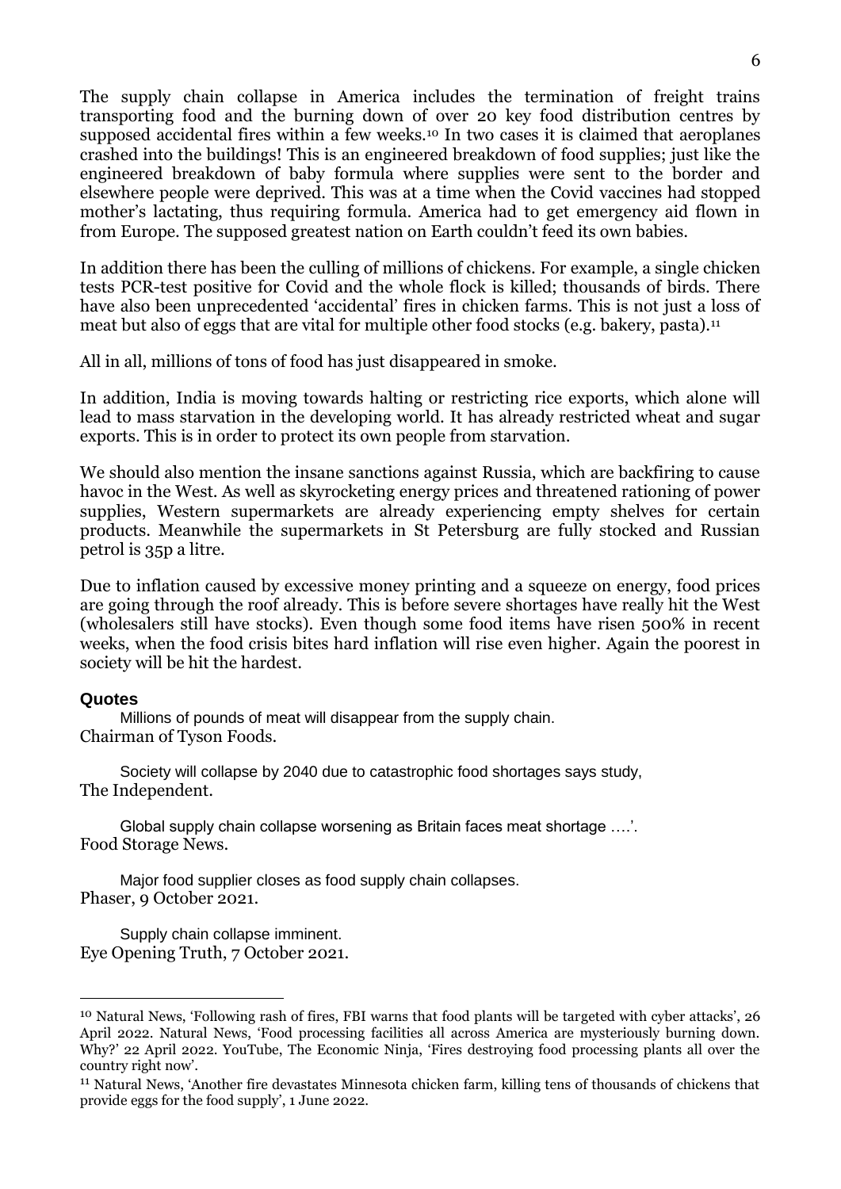The supply chain collapse in America includes the termination of freight trains transporting food and the burning down of over 20 key food distribution centres by supposed accidental fires within a few weeks.[10] In two cases it is claimed that aeroplanes crashed into the buildings! This is an engineered breakdown of food supplies; just like the engineered breakdown of baby formula where supplies were sent to the border and elsewhere people were deprived. This was at a time when the Covid vaccines had stopped mother's lactating, thus requiring formula. America had to get emergency aid flown in from Europe. The supposed greatest nation on Earth couldn't feed its own babies.

In addition there has been the culling of millions of chickens. For example, a single chicken tests PCR-test positive for Covid and the whole flock is killed; thousands of birds. There have also been unprecedented 'accidental' fires in chicken farms. This is not just a loss of meat but also of eggs that are vital for multiple other food stocks (e.g. bakery, pasta).[11]

All in all, millions of tons of food has just disappeared in smoke.

In addition, India is moving towards halting or restricting rice exports, which alone will lead to mass starvation in the developing world. It has already restricted wheat and sugar exports. This is in order to protect its own people from starvation.

We should also mention the insane sanctions against Russia, which are backfiring to cause havoc in the West. As well as skyrocketing energy prices and threatened rationing of power supplies, Western supermarkets are already experiencing empty shelves for certain products. Meanwhile the supermarkets in St Petersburg are fully stocked and Russian petrol is 35p a litre.

Due to inflation caused by excessive money printing and a squeeze on energy, food prices are going through the roof already. This is before severe shortages have really hit the West (wholesalers still have stocks). Even though some food items have risen 500% in recent weeks, when the food crisis bites hard inflation will rise even higher. Again the poorest in society will be hit the hardest.

### Quotes

> Millions of pounds of meat will disappear from the supply chain.

Chairman of Tyson Foods.

> Society will collapse by 2040 due to catastrophic food shortages says study,

The Independent.

> Global supply chain collapse worsening as Britain faces meat shortage ….'.

Food Storage News.

> Major food supplier closes as food supply chain collapses.

Phaser, 9 October 2021.

> Supply chain collapse imminent.

Eye Opening Truth, 7 October 2021.

---

[10] Natural News, 'Following rash of fires, FBI warns that food plants will be targeted with cyber attacks', 26 April 2022. Natural News, 'Food processing facilities all across America are mysteriously burning down. Why?' 22 April 2022. YouTube, The Economic Ninja, 'Fires destroying food processing plants all over the country right now'.

[11] Natural News, 'Another fire devastates Minnesota chicken farm, killing tens of thousands of chickens that provide eggs for the food supply', 1 June 2022.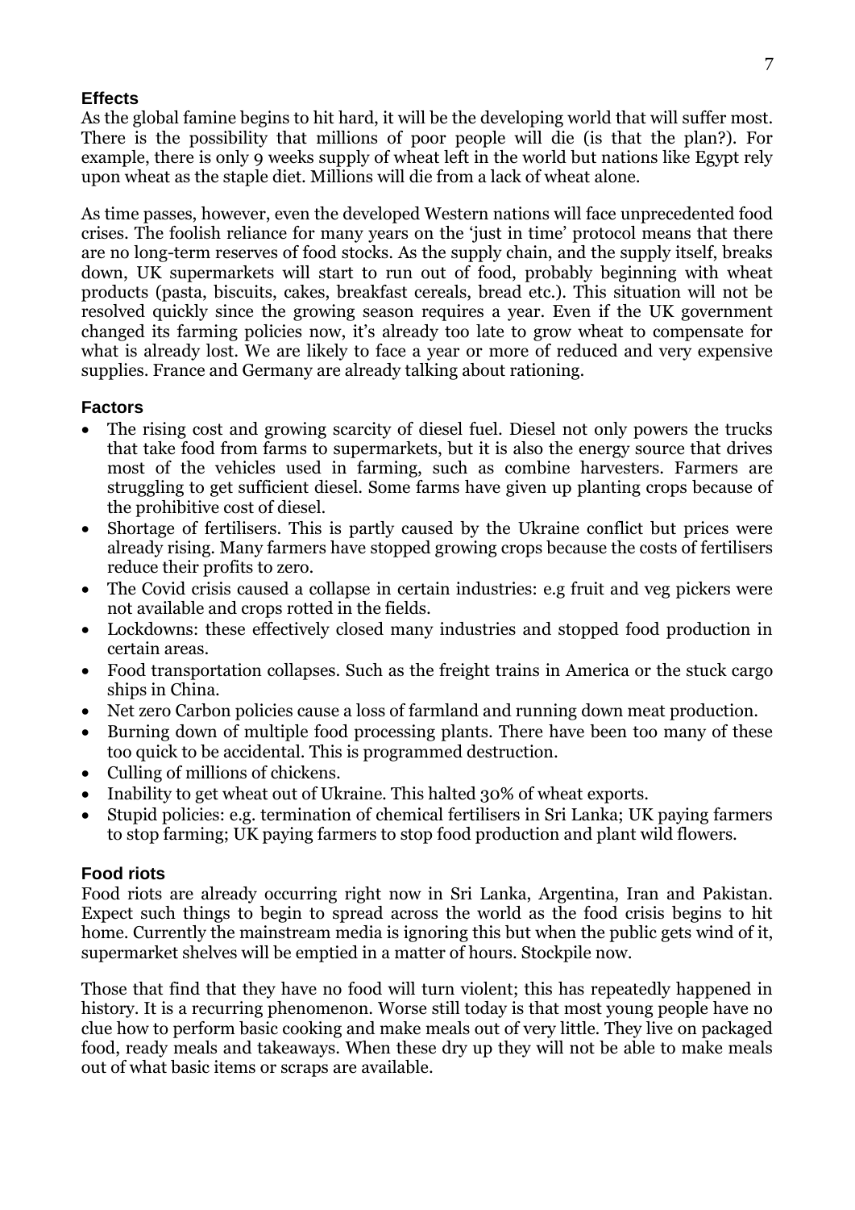## Effects

As the global famine begins to hit hard, it will be the developing world that will suffer most. There is the possibility that millions of poor people will die (is that the plan?). For example, there is only 9 weeks supply of wheat left in the world but nations like Egypt rely upon wheat as the staple diet. Millions will die from a lack of wheat alone.

As time passes, however, even the developed Western nations will face unprecedented food crises. The foolish reliance for many years on the 'just in time' protocol means that there are no long-term reserves of food stocks. As the supply chain, and the supply itself, breaks down, UK supermarkets will start to run out of food, probably beginning with wheat products (pasta, biscuits, cakes, breakfast cereals, bread etc.). This situation will not be resolved quickly since the growing season requires a year. Even if the UK government changed its farming policies now, it's already too late to grow wheat to compensate for what is already lost. We are likely to face a year or more of reduced and very expensive supplies. France and Germany are already talking about rationing.

## Factors

- The rising cost and growing scarcity of diesel fuel. Diesel not only powers the trucks that take food from farms to supermarkets, but it is also the energy source that drives most of the vehicles used in farming, such as combine harvesters. Farmers are struggling to get sufficient diesel. Some farms have given up planting crops because of the prohibitive cost of diesel.
- Shortage of fertilisers. This is partly caused by the Ukraine conflict but prices were already rising. Many farmers have stopped growing crops because the costs of fertilisers reduce their profits to zero.
- The Covid crisis caused a collapse in certain industries: e.g fruit and veg pickers were not available and crops rotted in the fields.
- Lockdowns: these effectively closed many industries and stopped food production in certain areas.
- Food transportation collapses. Such as the freight trains in America or the stuck cargo ships in China.
- Net zero Carbon policies cause a loss of farmland and running down meat production.
- Burning down of multiple food processing plants. There have been too many of these too quick to be accidental. This is programmed destruction.
- Culling of millions of chickens.
- Inability to get wheat out of Ukraine. This halted 30% of wheat exports.
- Stupid policies: e.g. termination of chemical fertilisers in Sri Lanka; UK paying farmers to stop farming; UK paying farmers to stop food production and plant wild flowers.

## Food riots

Food riots are already occurring right now in Sri Lanka, Argentina, Iran and Pakistan. Expect such things to begin to spread across the world as the food crisis begins to hit home. Currently the mainstream media is ignoring this but when the public gets wind of it, supermarket shelves will be emptied in a matter of hours. Stockpile now.

Those that find that they have no food will turn violent; this has repeatedly happened in history. It is a recurring phenomenon. Worse still today is that most young people have no clue how to perform basic cooking and make meals out of very little. They live on packaged food, ready meals and takeaways. When these dry up they will not be able to make meals out of what basic items or scraps are available.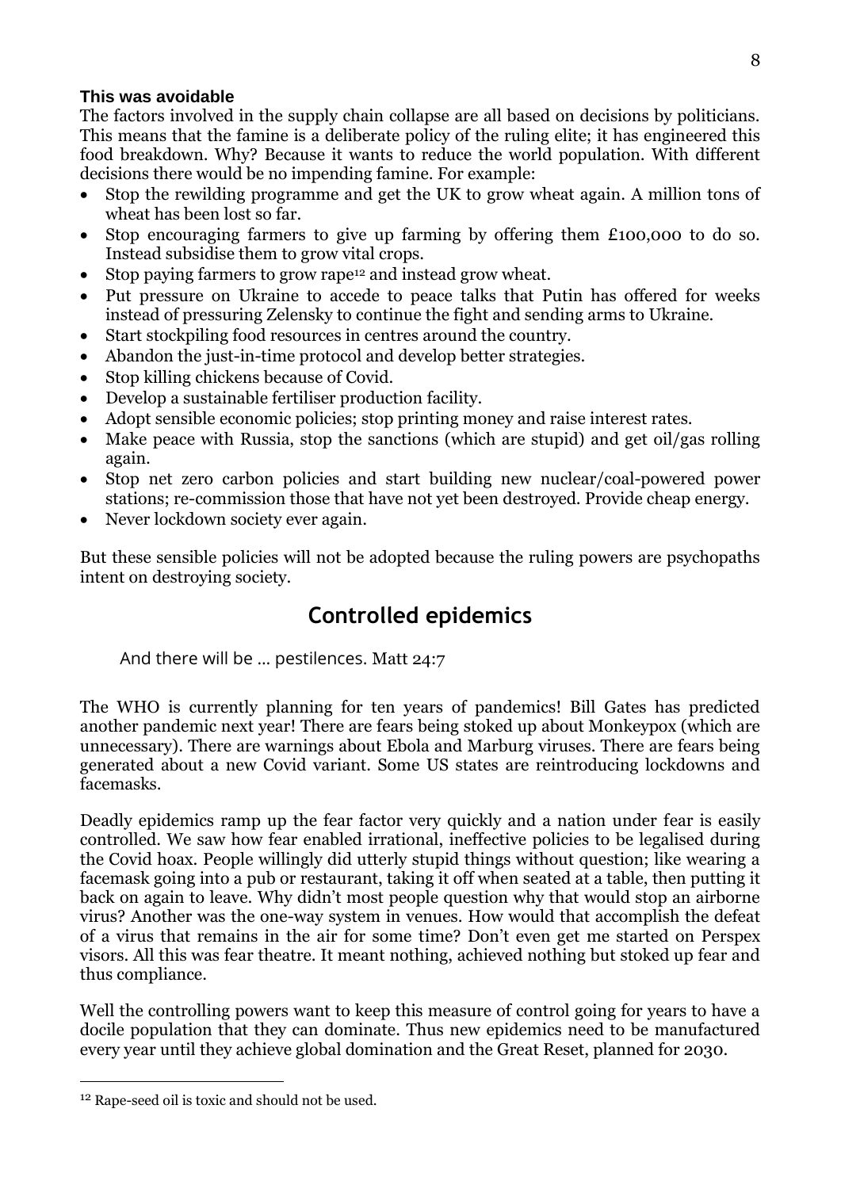#### **This was avoidable**

The factors involved in the supply chain collapse are all based on decisions by politicians. This means that the famine is a deliberate policy of the ruling elite; it has engineered this food breakdown. Why? Because it wants to reduce the world population. With different decisions there would be no impending famine. For example:

- Stop the rewilding programme and get the UK to grow wheat again. A million tons of wheat has been lost so far.
- Stop encouraging farmers to give up farming by offering them £100,000 to do so. Instead subsidise them to grow vital crops.
- Stop paying farmers to grow rape[12] and instead grow wheat.
- Put pressure on Ukraine to accede to peace talks that Putin has offered for weeks instead of pressuring Zelensky to continue the fight and sending arms to Ukraine.
- Start stockpiling food resources in centres around the country.
- Abandon the just-in-time protocol and develop better strategies.
- Stop killing chickens because of Covid.
- Develop a sustainable fertiliser production facility.
- Adopt sensible economic policies; stop printing money and raise interest rates.
- Make peace with Russia, stop the sanctions (which are stupid) and get oil/gas rolling again.
- Stop net zero carbon policies and start building new nuclear/coal-powered power stations; re-commission those that have not yet been destroyed. Provide cheap energy.
- Never lockdown society ever again.

But these sensible policies will not be adopted because the ruling powers are psychopaths intent on destroying society.

## Controlled epidemics

> And there will be … pestilences. Matt 24:7

The WHO is currently planning for ten years of pandemics! Bill Gates has predicted another pandemic next year! There are fears being stoked up about Monkeypox (which are unnecessary). There are warnings about Ebola and Marburg viruses. There are fears being generated about a new Covid variant. Some US states are reintroducing lockdowns and facemasks.

Deadly epidemics ramp up the fear factor very quickly and a nation under fear is easily controlled. We saw how fear enabled irrational, ineffective policies to be legalised during the Covid hoax. People willingly did utterly stupid things without question; like wearing a facemask going into a pub or restaurant, taking it off when seated at a table, then putting it back on again to leave. Why didn't most people question why that would stop an airborne virus? Another was the one-way system in venues. How would that accomplish the defeat of a virus that remains in the air for some time? Don't even get me started on Perspex visors. All this was fear theatre. It meant nothing, achieved nothing but stoked up fear and thus compliance.

Well the controlling powers want to keep this measure of control going for years to have a docile population that they can dominate. Thus new epidemics need to be manufactured every year until they achieve global domination and the Great Reset, planned for 2030.

---

[12] Rape-seed oil is toxic and should not be used.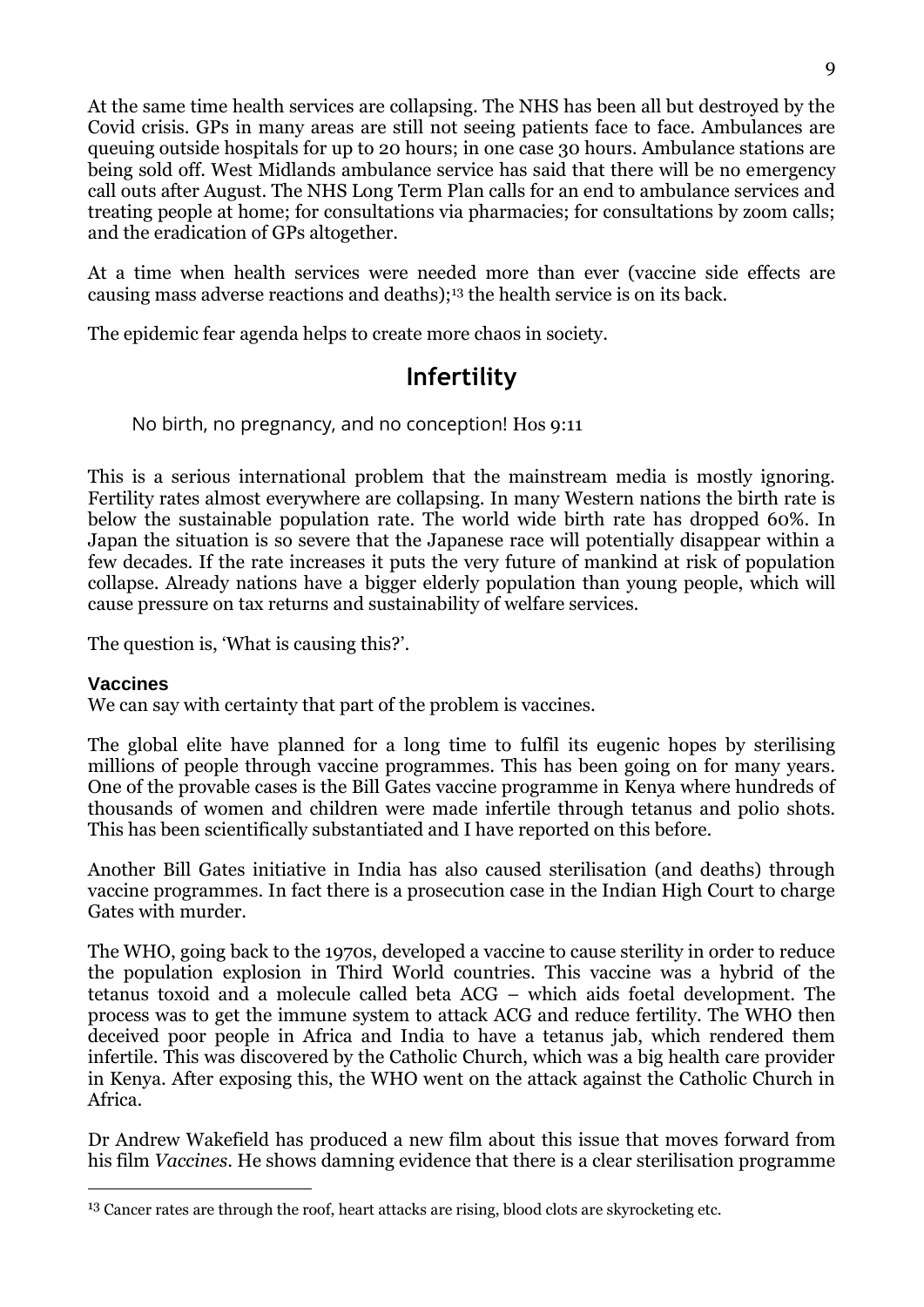At the same time health services are collapsing. The NHS has been all but destroyed by the Covid crisis. GPs in many areas are still not seeing patients face to face. Ambulances are queuing outside hospitals for up to 20 hours; in one case 30 hours. Ambulance stations are being sold off. West Midlands ambulance service has said that there will be no emergency call outs after August. The NHS Long Term Plan calls for an end to ambulance services and treating people at home; for consultations via pharmacies; for consultations by zoom calls; and the eradication of GPs altogether.

At a time when health services were needed more than ever (vaccine side effects are causing mass adverse reactions and deaths);[13] the health service is on its back.

The epidemic fear agenda helps to create more chaos in society.

## Infertility

> No birth, no pregnancy, and no conception! Hos 9:11

This is a serious international problem that the mainstream media is mostly ignoring. Fertility rates almost everywhere are collapsing. In many Western nations the birth rate is below the sustainable population rate. The world wide birth rate has dropped 60%. In Japan the situation is so severe that the Japanese race will potentially disappear within a few decades. If the rate increases it puts the very future of mankind at risk of population collapse. Already nations have a bigger elderly population than young people, which will cause pressure on tax returns and sustainability of welfare services.

The question is, 'What is causing this?'.

### Vaccines

We can say with certainty that part of the problem is vaccines.

The global elite have planned for a long time to fulfil its eugenic hopes by sterilising millions of people through vaccine programmes. This has been going on for many years. One of the provable cases is the Bill Gates vaccine programme in Kenya where hundreds of thousands of women and children were made infertile through tetanus and polio shots. This has been scientifically substantiated and I have reported on this before.

Another Bill Gates initiative in India has also caused sterilisation (and deaths) through vaccine programmes. In fact there is a prosecution case in the Indian High Court to charge Gates with murder.

The WHO, going back to the 1970s, developed a vaccine to cause sterility in order to reduce the population explosion in Third World countries. This vaccine was a hybrid of the tetanus toxoid and a molecule called beta ACG – which aids foetal development. The process was to get the immune system to attack ACG and reduce fertility. The WHO then deceived poor people in Africa and India to have a tetanus jab, which rendered them infertile. This was discovered by the Catholic Church, which was a big health care provider in Kenya. After exposing this, the WHO went on the attack against the Catholic Church in Africa.

Dr Andrew Wakefield has produced a new film about this issue that moves forward from his film *Vaccines*. He shows damning evidence that there is a clear sterilisation programme

---

[13] Cancer rates are through the roof, heart attacks are rising, blood clots are skyrocketing etc.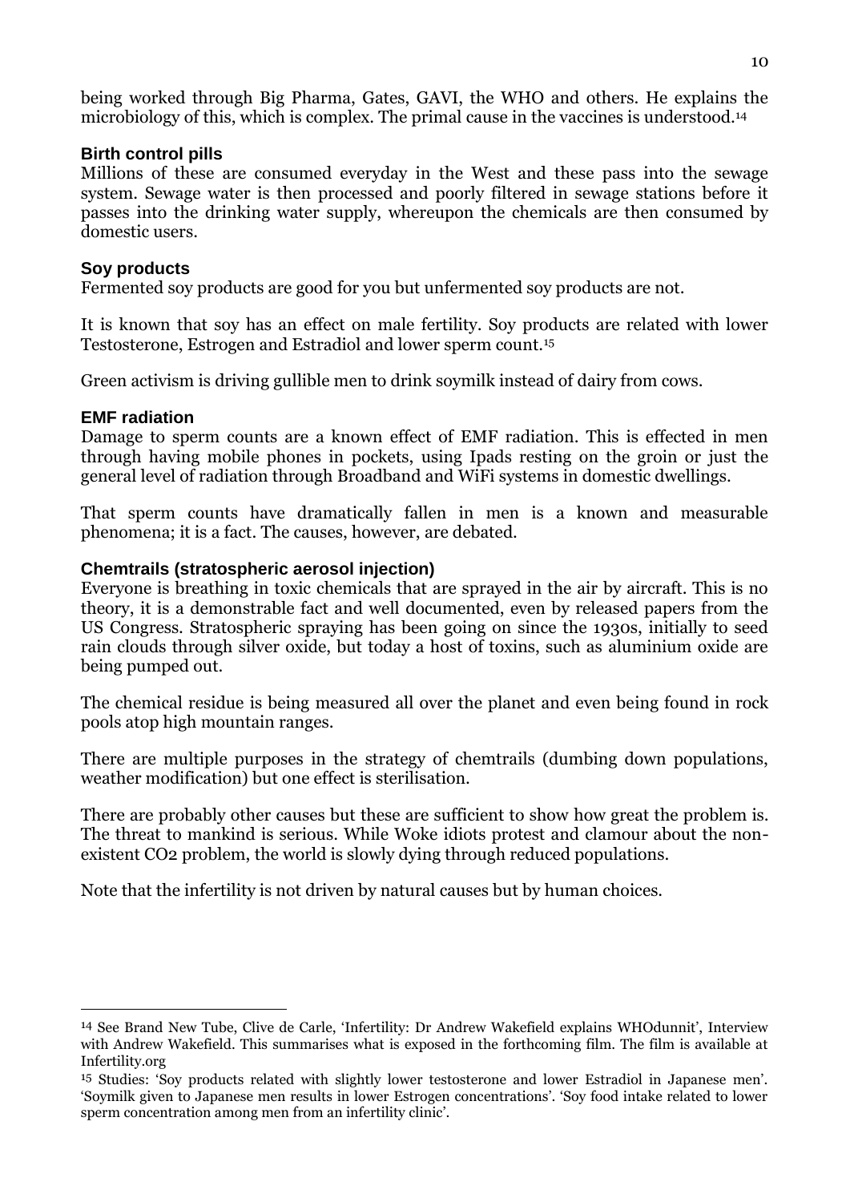being worked through Big Pharma, Gates, GAVI, the WHO and others. He explains the microbiology of this, which is complex. The primal cause in the vaccines is understood.[14]

### Birth control pills

Millions of these are consumed everyday in the West and these pass into the sewage system. Sewage water is then processed and poorly filtered in sewage stations before it passes into the drinking water supply, whereupon the chemicals are then consumed by domestic users.

### Soy products

Fermented soy products are good for you but unfermented soy products are not.

It is known that soy has an effect on male fertility. Soy products are related with lower Testosterone, Estrogen and Estradiol and lower sperm count.[15]

Green activism is driving gullible men to drink soymilk instead of dairy from cows.

### EMF radiation

Damage to sperm counts are a known effect of EMF radiation. This is effected in men through having mobile phones in pockets, using Ipads resting on the groin or just the general level of radiation through Broadband and WiFi systems in domestic dwellings.

That sperm counts have dramatically fallen in men is a known and measurable phenomena; it is a fact. The causes, however, are debated.

### Chemtrails (stratospheric aerosol injection)

Everyone is breathing in toxic chemicals that are sprayed in the air by aircraft. This is no theory, it is a demonstrable fact and well documented, even by released papers from the US Congress. Stratospheric spraying has been going on since the 1930s, initially to seed rain clouds through silver oxide, but today a host of toxins, such as aluminium oxide are being pumped out.

The chemical residue is being measured all over the planet and even being found in rock pools atop high mountain ranges.

There are multiple purposes in the strategy of chemtrails (dumbing down populations, weather modification) but one effect is sterilisation.

There are probably other causes but these are sufficient to show how great the problem is. The threat to mankind is serious. While Woke idiots protest and clamour about the non-existent $CO_2$ problem, the world is slowly dying through reduced populations.

Note that the infertility is not driven by natural causes but by human choices.

---

[14] See Brand New Tube, Clive de Carle, 'Infertility: Dr Andrew Wakefield explains WHOdunnit', Interview with Andrew Wakefield. This summarises what is exposed in the forthcoming film. The film is available at Infertility.org

[15] Studies: 'Soy products related with slightly lower testosterone and lower Estradiol in Japanese men'. 'Soymilk given to Japanese men results in lower Estrogen concentrations'. 'Soy food intake related to lower sperm concentration among men from an infertility clinic'.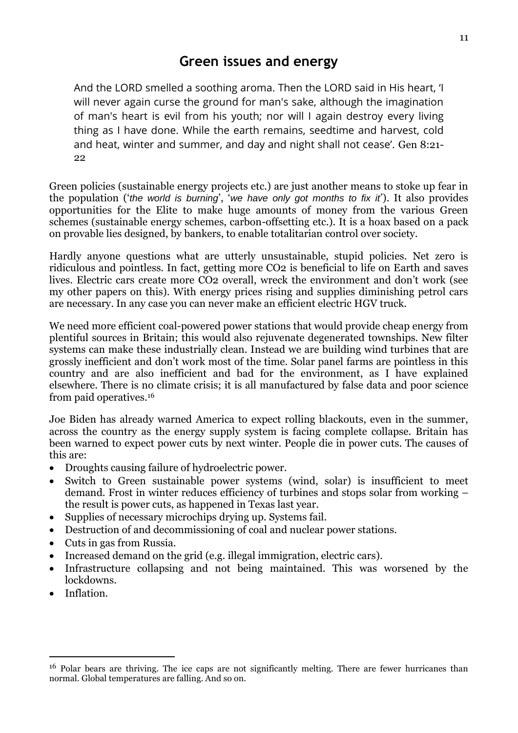## Green issues and energy

> And the LORD smelled a soothing aroma. Then the LORD said in His heart, 'I will never again curse the ground for man's sake, although the imagination of man's heart is evil from his youth; nor will I again destroy every living thing as I have done. While the earth remains, seedtime and harvest, cold and heat, winter and summer, and day and night shall not cease'. Gen 8:21-22

Green policies (sustainable energy projects etc.) are just another means to stoke up fear in the population ('*the world is burning*', '*we have only got months to fix it*'). It also provides opportunities for the Elite to make huge amounts of money from the various Green schemes (sustainable energy schemes, carbon-offsetting etc.). It is a hoax based on a pack on provable lies designed, by bankers, to enable totalitarian control over society.

Hardly anyone questions what are utterly unsustainable, stupid policies. Net zero is ridiculous and pointless. In fact, getting more $CO_2$ is beneficial to life on Earth and saves lives. Electric cars create more $CO_2$ overall, wreck the environment and don't work (see my other papers on this). With energy prices rising and supplies diminishing petrol cars are necessary. In any case you can never make an efficient electric HGV truck.

We need more efficient coal-powered power stations that would provide cheap energy from plentiful sources in Britain; this would also rejuvenate degenerated townships. New filter systems can make these industrially clean. Instead we are building wind turbines that are grossly inefficient and don't work most of the time. Solar panel farms are pointless in this country and are also inefficient and bad for the environment, as I have explained elsewhere. There is no climate crisis; it is all manufactured by false data and poor science from paid operatives.[16]

Joe Biden has already warned America to expect rolling blackouts, even in the summer, across the country as the energy supply system is facing complete collapse. Britain has been warned to expect power cuts by next winter. People die in power cuts. The causes of this are:

- Droughts causing failure of hydroelectric power.
- Switch to Green sustainable power systems (wind, solar) is insufficient to meet demand. Frost in winter reduces efficiency of turbines and stops solar from working – the result is power cuts, as happened in Texas last year.
- Supplies of necessary microchips drying up. Systems fail.
- Destruction of and decommissioning of coal and nuclear power stations.
- Cuts in gas from Russia.
- Increased demand on the grid (e.g. illegal immigration, electric cars).
- Infrastructure collapsing and not being maintained. This was worsened by the lockdowns.
- Inflation.

---

[16] Polar bears are thriving. The ice caps are not significantly melting. There are fewer hurricanes than normal. Global temperatures are falling. And so on.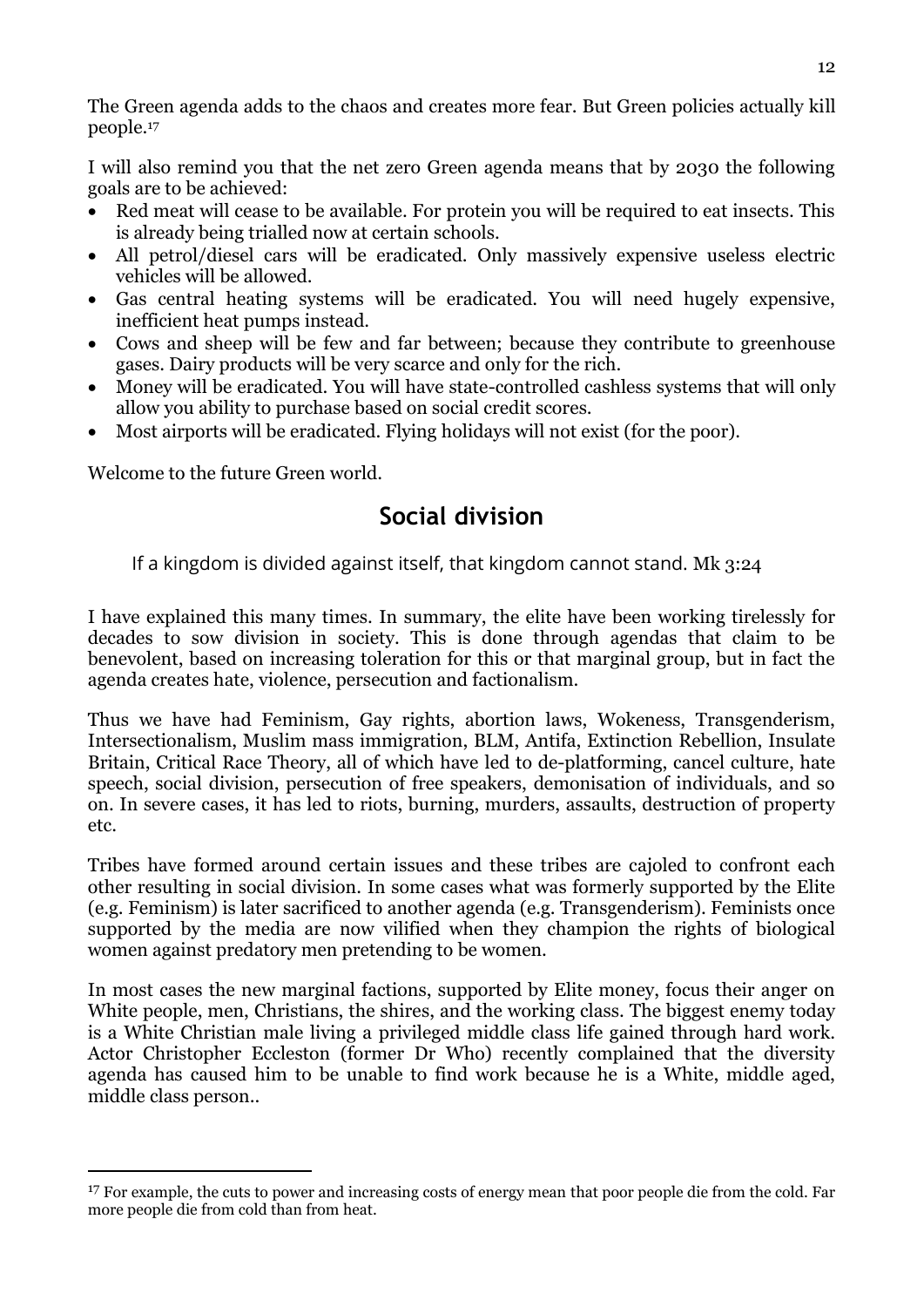The Green agenda adds to the chaos and creates more fear. But Green policies actually kill people.[17]

I will also remind you that the net zero Green agenda means that by 2030 the following goals are to be achieved:

- Red meat will cease to be available. For protein you will be required to eat insects. This is already being trialled now at certain schools.
- All petrol/diesel cars will be eradicated. Only massively expensive useless electric vehicles will be allowed.
- Gas central heating systems will be eradicated. You will need hugely expensive, inefficient heat pumps instead.
- Cows and sheep will be few and far between; because they contribute to greenhouse gases. Dairy products will be very scarce and only for the rich.
- Money will be eradicated. You will have state-controlled cashless systems that will only allow you ability to purchase based on social credit scores.
- Most airports will be eradicated. Flying holidays will not exist (for the poor).

Welcome to the future Green world.

## Social division

> If a kingdom is divided against itself, that kingdom cannot stand. Mk 3:24

I have explained this many times. In summary, the elite have been working tirelessly for decades to sow division in society. This is done through agendas that claim to be benevolent, based on increasing toleration for this or that marginal group, but in fact the agenda creates hate, violence, persecution and factionalism.

Thus we have had Feminism, Gay rights, abortion laws, Wokeness, Transgenderism, Intersectionalism, Muslim mass immigration, BLM, Antifa, Extinction Rebellion, Insulate Britain, Critical Race Theory, all of which have led to de-platforming, cancel culture, hate speech, social division, persecution of free speakers, demonisation of individuals, and so on. In severe cases, it has led to riots, burning, murders, assaults, destruction of property etc.

Tribes have formed around certain issues and these tribes are cajoled to confront each other resulting in social division. In some cases what was formerly supported by the Elite (e.g. Feminism) is later sacrificed to another agenda (e.g. Transgenderism). Feminists once supported by the media are now vilified when they champion the rights of biological women against predatory men pretending to be women.

In most cases the new marginal factions, supported by Elite money, focus their anger on White people, men, Christians, the shires, and the working class. The biggest enemy today is a White Christian male living a privileged middle class life gained through hard work. Actor Christopher Eccleston (former Dr Who) recently complained that the diversity agenda has caused him to be unable to find work because he is a White, middle aged, middle class person..

---

[17] For example, the cuts to power and increasing costs of energy mean that poor people die from the cold. Far more people die from cold than from heat.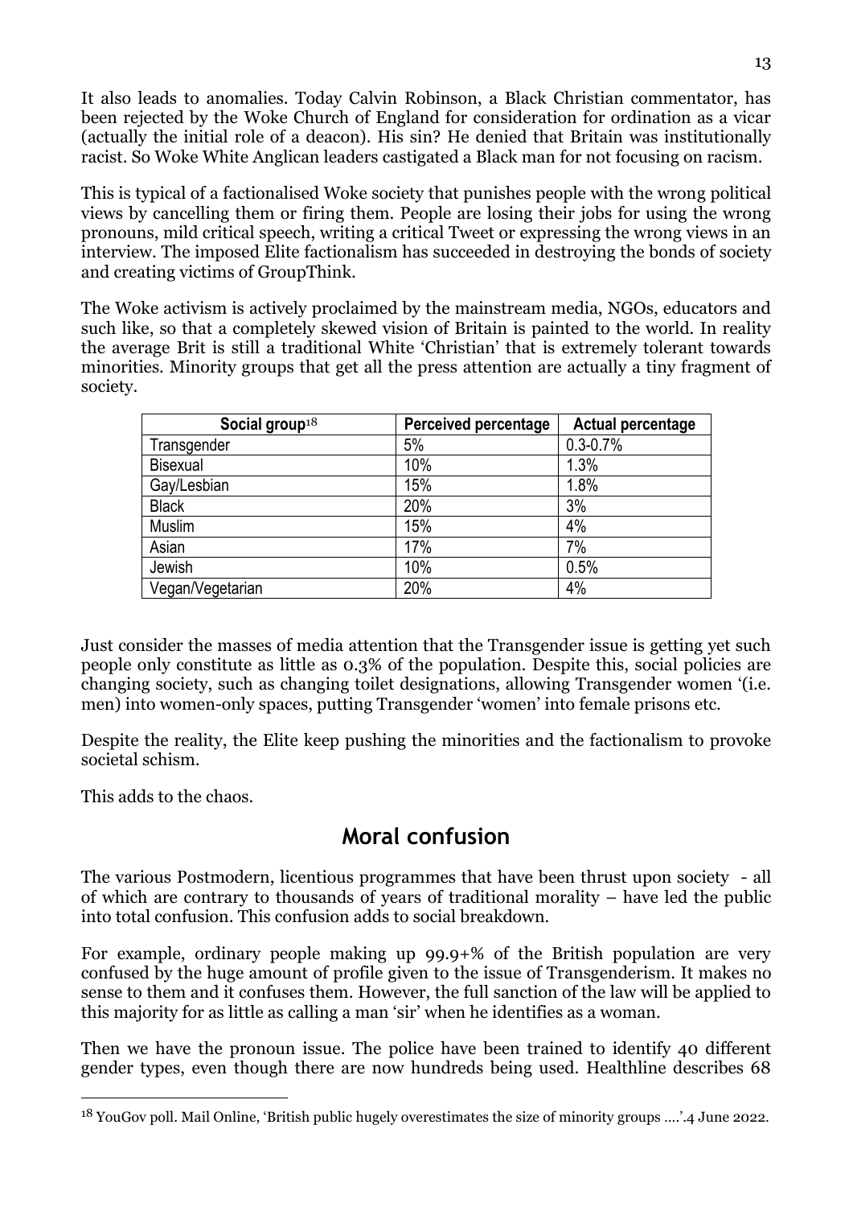It also leads to anomalies. Today Calvin Robinson, a Black Christian commentator, has been rejected by the Woke Church of England for consideration for ordination as a vicar (actually the initial role of a deacon). His sin? He denied that Britain was institutionally racist. So Woke White Anglican leaders castigated a Black man for not focusing on racism.

This is typical of a factionalised Woke society that punishes people with the wrong political views by cancelling them or firing them. People are losing their jobs for using the wrong pronouns, mild critical speech, writing a critical Tweet or expressing the wrong views in an interview. The imposed Elite factionalism has succeeded in destroying the bonds of society and creating victims of GroupThink.

The Woke activism is actively proclaimed by the mainstream media, NGOs, educators and such like, so that a completely skewed vision of Britain is painted to the world. In reality the average Brit is still a traditional White 'Christian' that is extremely tolerant towards minorities. Minority groups that get all the press attention are actually a tiny fragment of society.

| Social group[18] | Perceived percentage | Actual percentage |
|---|---|---|
| Transgender | 5% | 0.3-0.7% |
| Bisexual | 10% | 1.3% |
| Gay/Lesbian | 15% | 1.8% |
| Black | 20% | 3% |
| Muslim | 15% | 4% |
| Asian | 17% | 7% |
| Jewish | 10% | 0.5% |
| Vegan/Vegetarian | 20% | 4% |

Just consider the masses of media attention that the Transgender issue is getting yet such people only constitute as little as 0.3% of the population. Despite this, social policies are changing society, such as changing toilet designations, allowing Transgender women '(i.e. men) into women-only spaces, putting Transgender 'women' into female prisons etc.

Despite the reality, the Elite keep pushing the minorities and the factionalism to provoke societal schism.

This adds to the chaos.

## Moral confusion

The various Postmodern, licentious programmes that have been thrust upon society - all of which are contrary to thousands of years of traditional morality – have led the public into total confusion. This confusion adds to social breakdown.

For example, ordinary people making up 99.9+% of the British population are very confused by the huge amount of profile given to the issue of Transgenderism. It makes no sense to them and it confuses them. However, the full sanction of the law will be applied to this majority for as little as calling a man 'sir' when he identifies as a woman.

Then we have the pronoun issue. The police have been trained to identify 40 different gender types, even though there are now hundreds being used. Healthline describes 68

[18] YouGov poll. Mail Online, 'British public hugely overestimates the size of minority groups ….'.4 June 2022.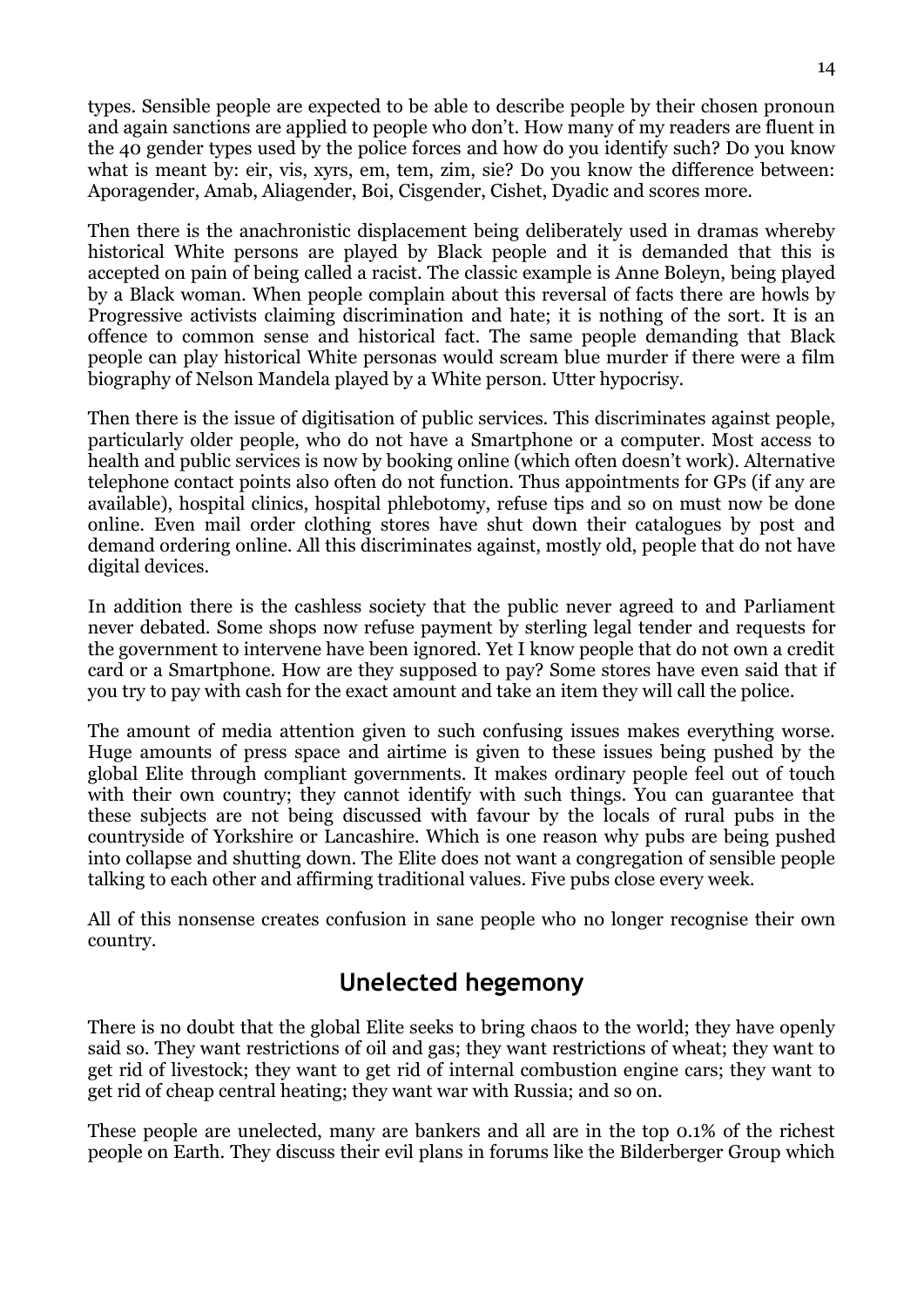types. Sensible people are expected to be able to describe people by their chosen pronoun and again sanctions are applied to people who don't. How many of my readers are fluent in the 40 gender types used by the police forces and how do you identify such? Do you know what is meant by: eir, vis, xyrs, em, tem, zim, sie? Do you know the difference between: Aporagender, Amab, Aliagender, Boi, Cisgender, Cishet, Dyadic and scores more.

Then there is the anachronistic displacement being deliberately used in dramas whereby historical White persons are played by Black people and it is demanded that this is accepted on pain of being called a racist. The classic example is Anne Boleyn, being played by a Black woman. When people complain about this reversal of facts there are howls by Progressive activists claiming discrimination and hate; it is nothing of the sort. It is an offence to common sense and historical fact. The same people demanding that Black people can play historical White personas would scream blue murder if there were a film biography of Nelson Mandela played by a White person. Utter hypocrisy.

Then there is the issue of digitisation of public services. This discriminates against people, particularly older people, who do not have a Smartphone or a computer. Most access to health and public services is now by booking online (which often doesn't work). Alternative telephone contact points also often do not function. Thus appointments for GPs (if any are available), hospital clinics, hospital phlebotomy, refuse tips and so on must now be done online. Even mail order clothing stores have shut down their catalogues by post and demand ordering online. All this discriminates against, mostly old, people that do not have digital devices.

In addition there is the cashless society that the public never agreed to and Parliament never debated. Some shops now refuse payment by sterling legal tender and requests for the government to intervene have been ignored. Yet I know people that do not own a credit card or a Smartphone. How are they supposed to pay? Some stores have even said that if you try to pay with cash for the exact amount and take an item they will call the police.

The amount of media attention given to such confusing issues makes everything worse. Huge amounts of press space and airtime is given to these issues being pushed by the global Elite through compliant governments. It makes ordinary people feel out of touch with their own country; they cannot identify with such things. You can guarantee that these subjects are not being discussed with favour by the locals of rural pubs in the countryside of Yorkshire or Lancashire. Which is one reason why pubs are being pushed into collapse and shutting down. The Elite does not want a congregation of sensible people talking to each other and affirming traditional values. Five pubs close every week.

All of this nonsense creates confusion in sane people who no longer recognise their own country.

## Unelected hegemony

There is no doubt that the global Elite seeks to bring chaos to the world; they have openly said so. They want restrictions of oil and gas; they want restrictions of wheat; they want to get rid of livestock; they want to get rid of internal combustion engine cars; they want to get rid of cheap central heating; they want war with Russia; and so on.

These people are unelected, many are bankers and all are in the top 0.1% of the richest people on Earth. They discuss their evil plans in forums like the Bilderberger Group which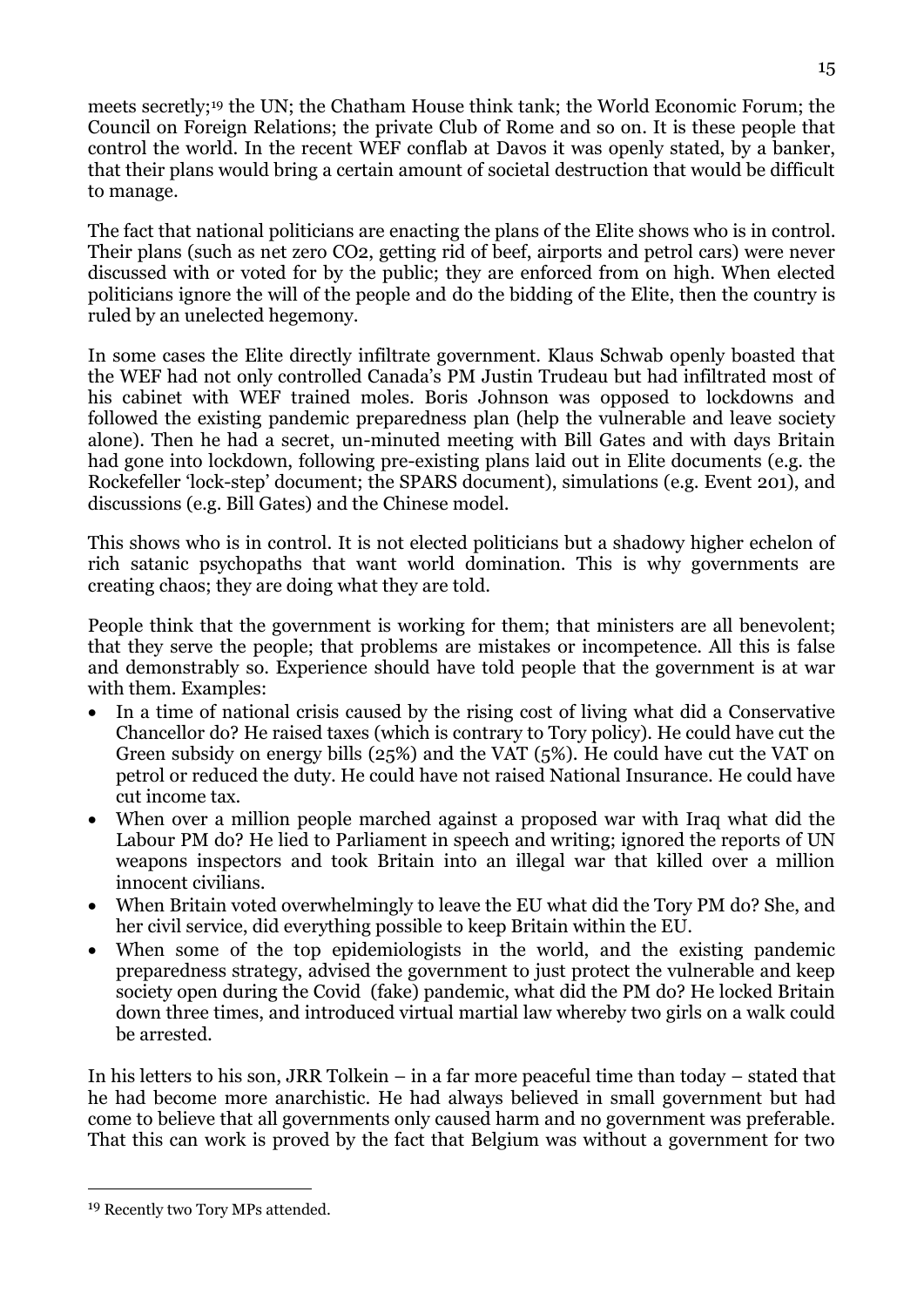meets secretly;[19] the UN; the Chatham House think tank; the World Economic Forum; the Council on Foreign Relations; the private Club of Rome and so on. It is these people that control the world. In the recent WEF conflab at Davos it was openly stated, by a banker, that their plans would bring a certain amount of societal destruction that would be difficult to manage.

The fact that national politicians are enacting the plans of the Elite shows who is in control. Their plans (such as net zero $CO_2$, getting rid of beef, airports and petrol cars) were never discussed with or voted for by the public; they are enforced from on high. When elected politicians ignore the will of the people and do the bidding of the Elite, then the country is ruled by an unelected hegemony.

In some cases the Elite directly infiltrate government. Klaus Schwab openly boasted that the WEF had not only controlled Canada's PM Justin Trudeau but had infiltrated most of his cabinet with WEF trained moles. Boris Johnson was opposed to lockdowns and followed the existing pandemic preparedness plan (help the vulnerable and leave society alone). Then he had a secret, un-minuted meeting with Bill Gates and with days Britain had gone into lockdown, following pre-existing plans laid out in Elite documents (e.g. the Rockefeller 'lock-step' document; the SPARS document), simulations (e.g. Event 201), and discussions (e.g. Bill Gates) and the Chinese model.

This shows who is in control. It is not elected politicians but a shadowy higher echelon of rich satanic psychopaths that want world domination. This is why governments are creating chaos; they are doing what they are told.

People think that the government is working for them; that ministers are all benevolent; that they serve the people; that problems are mistakes or incompetence. All this is false and demonstrably so. Experience should have told people that the government is at war with them. Examples:

- In a time of national crisis caused by the rising cost of living what did a Conservative Chancellor do? He raised taxes (which is contrary to Tory policy). He could have cut the Green subsidy on energy bills (25%) and the VAT (5%). He could have cut the VAT on petrol or reduced the duty. He could have not raised National Insurance. He could have cut income tax.
- When over a million people marched against a proposed war with Iraq what did the Labour PM do? He lied to Parliament in speech and writing; ignored the reports of UN weapons inspectors and took Britain into an illegal war that killed over a million innocent civilians.
- When Britain voted overwhelmingly to leave the EU what did the Tory PM do? She, and her civil service, did everything possible to keep Britain within the EU.
- When some of the top epidemiologists in the world, and the existing pandemic preparedness strategy, advised the government to just protect the vulnerable and keep society open during the Covid (fake) pandemic, what did the PM do? He locked Britain down three times, and introduced virtual martial law whereby two girls on a walk could be arrested.

In his letters to his son, JRR Tolkein – in a far more peaceful time than today – stated that he had become more anarchistic. He had always believed in small government but had come to believe that all governments only caused harm and no government was preferable. That this can work is proved by the fact that Belgium was without a government for two

[19] Recently two Tory MPs attended.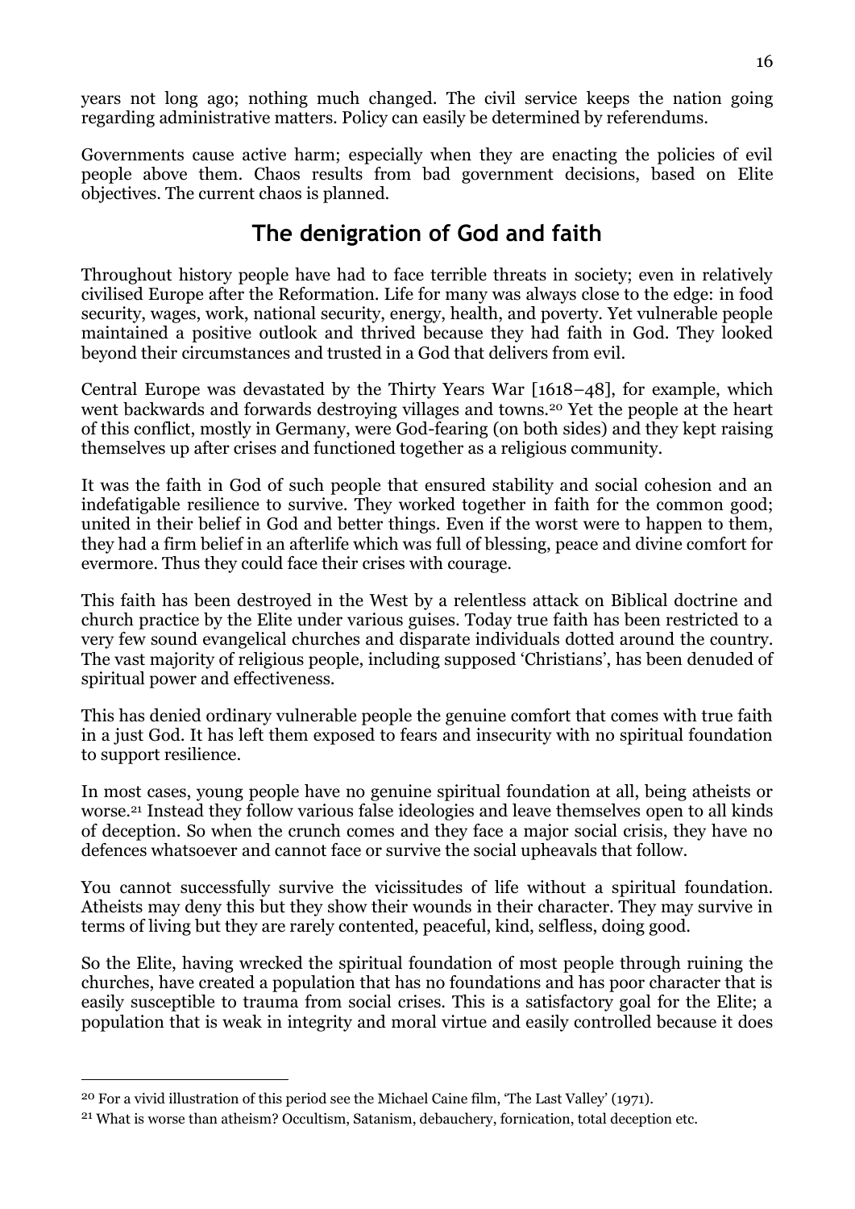years not long ago; nothing much changed. The civil service keeps the nation going regarding administrative matters. Policy can easily be determined by referendums.

Governments cause active harm; especially when they are enacting the policies of evil people above them. Chaos results from bad government decisions, based on Elite objectives. The current chaos is planned.

## The denigration of God and faith

Throughout history people have had to face terrible threats in society; even in relatively civilised Europe after the Reformation. Life for many was always close to the edge: in food security, wages, work, national security, energy, health, and poverty. Yet vulnerable people maintained a positive outlook and thrived because they had faith in God. They looked beyond their circumstances and trusted in a God that delivers from evil.

Central Europe was devastated by the Thirty Years War [1618–48], for example, which went backwards and forwards destroying villages and towns.[20] Yet the people at the heart of this conflict, mostly in Germany, were God-fearing (on both sides) and they kept raising themselves up after crises and functioned together as a religious community.

It was the faith in God of such people that ensured stability and social cohesion and an indefatigable resilience to survive. They worked together in faith for the common good; united in their belief in God and better things. Even if the worst were to happen to them, they had a firm belief in an afterlife which was full of blessing, peace and divine comfort for evermore. Thus they could face their crises with courage.

This faith has been destroyed in the West by a relentless attack on Biblical doctrine and church practice by the Elite under various guises. Today true faith has been restricted to a very few sound evangelical churches and disparate individuals dotted around the country. The vast majority of religious people, including supposed 'Christians', has been denuded of spiritual power and effectiveness.

This has denied ordinary vulnerable people the genuine comfort that comes with true faith in a just God. It has left them exposed to fears and insecurity with no spiritual foundation to support resilience.

In most cases, young people have no genuine spiritual foundation at all, being atheists or worse.[21] Instead they follow various false ideologies and leave themselves open to all kinds of deception. So when the crunch comes and they face a major social crisis, they have no defences whatsoever and cannot face or survive the social upheavals that follow.

You cannot successfully survive the vicissitudes of life without a spiritual foundation. Atheists may deny this but they show their wounds in their character. They may survive in terms of living but they are rarely contented, peaceful, kind, selfless, doing good.

So the Elite, having wrecked the spiritual foundation of most people through ruining the churches, have created a population that has no foundations and has poor character that is easily susceptible to trauma from social crises. This is a satisfactory goal for the Elite; a population that is weak in integrity and moral virtue and easily controlled because it does

---

[20] For a vivid illustration of this period see the Michael Caine film, 'The Last Valley' (1971).

[21] What is worse than atheism? Occultism, Satanism, debauchery, fornication, total deception etc.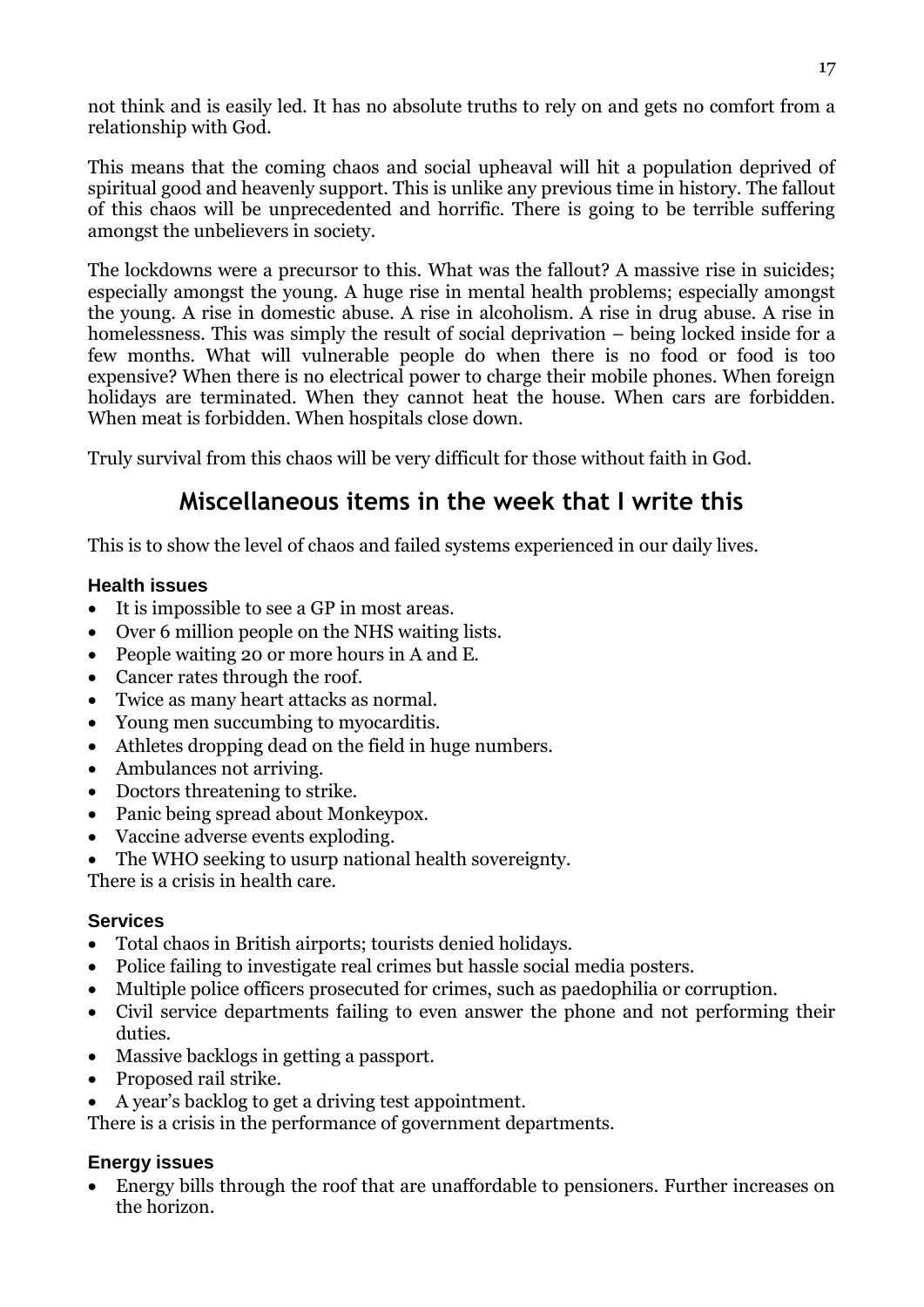not think and is easily led. It has no absolute truths to rely on and gets no comfort from a relationship with God.

This means that the coming chaos and social upheaval will hit a population deprived of spiritual good and heavenly support. This is unlike any previous time in history. The fallout of this chaos will be unprecedented and horrific. There is going to be terrible suffering amongst the unbelievers in society.

The lockdowns were a precursor to this. What was the fallout? A massive rise in suicides; especially amongst the young. A huge rise in mental health problems; especially amongst the young. A rise in domestic abuse. A rise in alcoholism. A rise in drug abuse. A rise in homelessness. This was simply the result of social deprivation – being locked inside for a few months. What will vulnerable people do when there is no food or food is too expensive? When there is no electrical power to charge their mobile phones. When foreign holidays are terminated. When they cannot heat the house. When cars are forbidden. When meat is forbidden. When hospitals close down.

Truly survival from this chaos will be very difficult for those without faith in God.

## Miscellaneous items in the week that I write this

This is to show the level of chaos and failed systems experienced in our daily lives.

### Health issues

- It is impossible to see a GP in most areas.
- Over 6 million people on the NHS waiting lists.
- People waiting 20 or more hours in A and E.
- Cancer rates through the roof.
- Twice as many heart attacks as normal.
- Young men succumbing to myocarditis.
- Athletes dropping dead on the field in huge numbers.
- Ambulances not arriving.
- Doctors threatening to strike.
- Panic being spread about Monkeypox.
- Vaccine adverse events exploding.
- The WHO seeking to usurp national health sovereignty.

There is a crisis in health care.

### Services

- Total chaos in British airports; tourists denied holidays.
- Police failing to investigate real crimes but hassle social media posters.
- Multiple police officers prosecuted for crimes, such as paedophilia or corruption.
- Civil service departments failing to even answer the phone and not performing their duties.
- Massive backlogs in getting a passport.
- Proposed rail strike.
- A year's backlog to get a driving test appointment.

There is a crisis in the performance of government departments.

### Energy issues

- Energy bills through the roof that are unaffordable to pensioners. Further increases on the horizon.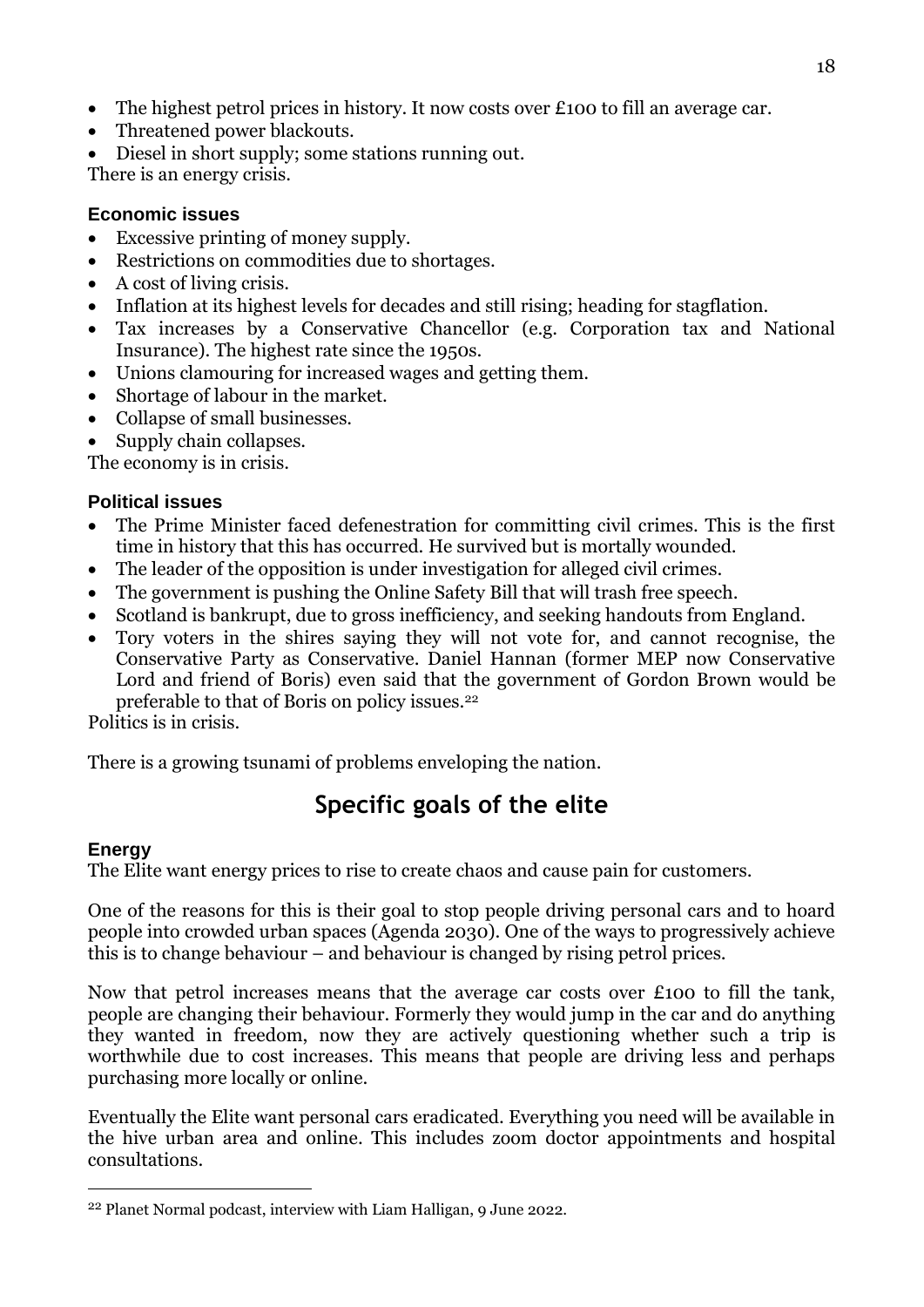- The highest petrol prices in history. It now costs over £100 to fill an average car.
- Threatened power blackouts.
- Diesel in short supply; some stations running out.

There is an energy crisis.

### Economic issues

- Excessive printing of money supply.
- Restrictions on commodities due to shortages.
- A cost of living crisis.
- Inflation at its highest levels for decades and still rising; heading for stagflation.
- Tax increases by a Conservative Chancellor (e.g. Corporation tax and National Insurance). The highest rate since the 1950s.
- Unions clamouring for increased wages and getting them.
- Shortage of labour in the market.
- Collapse of small businesses.
- Supply chain collapses.

The economy is in crisis.

### Political issues

- The Prime Minister faced defenestration for committing civil crimes. This is the first time in history that this has occurred. He survived but is mortally wounded.
- The leader of the opposition is under investigation for alleged civil crimes.
- The government is pushing the Online Safety Bill that will trash free speech.
- Scotland is bankrupt, due to gross inefficiency, and seeking handouts from England.
- Tory voters in the shires saying they will not vote for, and cannot recognise, the Conservative Party as Conservative. Daniel Hannan (former MEP now Conservative Lord and friend of Boris) even said that the government of Gordon Brown would be preferable to that of Boris on policy issues.[22]

Politics is in crisis.

There is a growing tsunami of problems enveloping the nation.

## Specific goals of the elite

### Energy

The Elite want energy prices to rise to create chaos and cause pain for customers.

One of the reasons for this is their goal to stop people driving personal cars and to hoard people into crowded urban spaces (Agenda 2030). One of the ways to progressively achieve this is to change behaviour – and behaviour is changed by rising petrol prices.

Now that petrol increases means that the average car costs over £100 to fill the tank, people are changing their behaviour. Formerly they would jump in the car and do anything they wanted in freedom, now they are actively questioning whether such a trip is worthwhile due to cost increases. This means that people are driving less and perhaps purchasing more locally or online.

Eventually the Elite want personal cars eradicated. Everything you need will be available in the hive urban area and online. This includes zoom doctor appointments and hospital consultations.

---

[22] Planet Normal podcast, interview with Liam Halligan, 9 June 2022.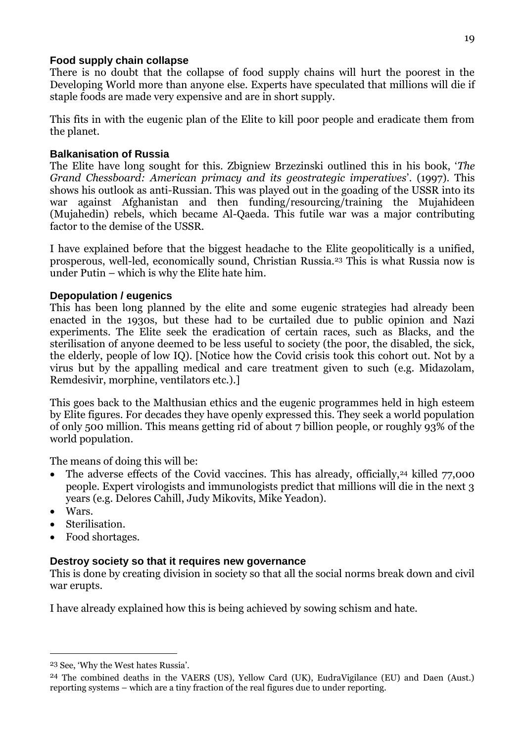### Food supply chain collapse

There is no doubt that the collapse of food supply chains will hurt the poorest in the Developing World more than anyone else. Experts have speculated that millions will die if staple foods are made very expensive and are in short supply.

This fits in with the eugenic plan of the Elite to kill poor people and eradicate them from the planet.

### Balkanisation of Russia

The Elite have long sought for this. Zbigniew Brzezinski outlined this in his book, '*The Grand Chessboard: American primacy and its geostrategic imperatives*'. (1997). This shows his outlook as anti-Russian. This was played out in the goading of the USSR into its war against Afghanistan and then funding/resourcing/training the Mujahideen (Mujahedin) rebels, which became Al-Qaeda. This futile war was a major contributing factor to the demise of the USSR.

I have explained before that the biggest headache to the Elite geopolitically is a unified, prosperous, well-led, economically sound, Christian Russia.[23] This is what Russia now is under Putin – which is why the Elite hate him.

### Depopulation / eugenics

This has been long planned by the elite and some eugenic strategies had already been enacted in the 1930s, but these had to be curtailed due to public opinion and Nazi experiments. The Elite seek the eradication of certain races, such as Blacks, and the sterilisation of anyone deemed to be less useful to society (the poor, the disabled, the sick, the elderly, people of low IQ). [Notice how the Covid crisis took this cohort out. Not by a virus but by the appalling medical and care treatment given to such (e.g. Midazolam, Remdesivir, morphine, ventilators etc.).]

This goes back to the Malthusian ethics and the eugenic programmes held in high esteem by Elite figures. For decades they have openly expressed this. They seek a world population of only 500 million. This means getting rid of about 7 billion people, or roughly 93% of the world population.

The means of doing this will be:

- The adverse effects of the Covid vaccines. This has already, officially,[24] killed 77,000 people. Expert virologists and immunologists predict that millions will die in the next 3 years (e.g. Delores Cahill, Judy Mikovits, Mike Yeadon).
- Wars.
- Sterilisation.
- Food shortages.

### Destroy society so that it requires new governance

This is done by creating division in society so that all the social norms break down and civil war erupts.

I have already explained how this is being achieved by sowing schism and hate.

---

[23] See, 'Why the West hates Russia'.

[24] The combined deaths in the VAERS (US), Yellow Card (UK), EudraVigilance (EU) and Daen (Aust.) reporting systems – which are a tiny fraction of the real figures due to under reporting.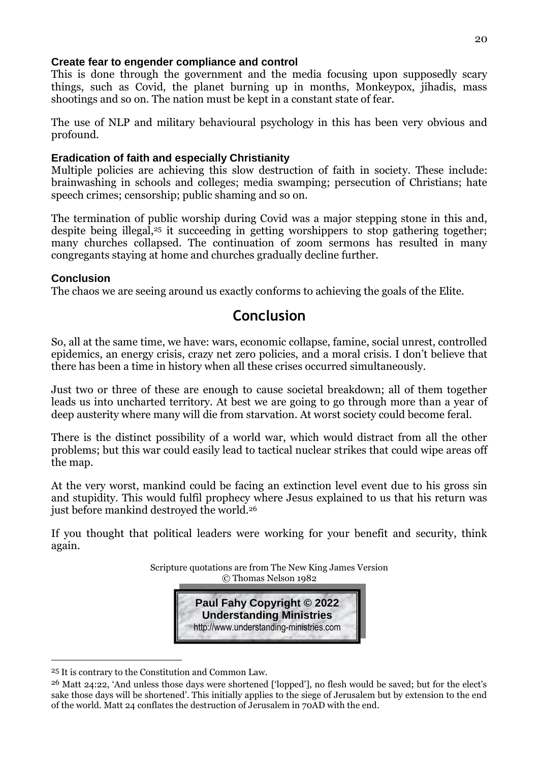### Create fear to engender compliance and control

This is done through the government and the media focusing upon supposedly scary things, such as Covid, the planet burning up in months, Monkeypox, jihadis, mass shootings and so on. The nation must be kept in a constant state of fear.

The use of NLP and military behavioural psychology in this has been very obvious and profound.

### Eradication of faith and especially Christianity

Multiple policies are achieving this slow destruction of faith in society. These include: brainwashing in schools and colleges; media swamping; persecution of Christians; hate speech crimes; censorship; public shaming and so on.

The termination of public worship during Covid was a major stepping stone in this and, despite being illegal,[25] it succeeding in getting worshippers to stop gathering together; many churches collapsed. The continuation of zoom sermons has resulted in many congregants staying at home and churches gradually decline further.

### Conclusion

The chaos we are seeing around us exactly conforms to achieving the goals of the Elite.

## Conclusion

So, all at the same time, we have: wars, economic collapse, famine, social unrest, controlled epidemics, an energy crisis, crazy net zero policies, and a moral crisis. I don't believe that there has been a time in history when all these crises occurred simultaneously.

Just two or three of these are enough to cause societal breakdown; all of them together leads us into uncharted territory. At best we are going to go through more than a year of deep austerity where many will die from starvation. At worst society could become feral.

There is the distinct possibility of a world war, which would distract from all the other problems; but this war could easily lead to tactical nuclear strikes that could wipe areas off the map.

At the very worst, mankind could be facing an extinction level event due to his gross sin and stupidity. This would fulfil prophecy where Jesus explained to us that his return was just before mankind destroyed the world.[26]

If you thought that political leaders were working for your benefit and security, think again.

Scripture quotations are from The New King James Version
© Thomas Nelson 1982

**Paul Fahy Copyright © 2022**
**Understanding Ministries**
http://www.understanding-ministries.com

---

[25] It is contrary to the Constitution and Common Law.

[26] Matt 24:22, 'And unless those days were shortened ['lopped'], no flesh would be saved; but for the elect's sake those days will be shortened'. This initially applies to the siege of Jerusalem but by extension to the end of the world. Matt 24 conflates the destruction of Jerusalem in 70AD with the end.